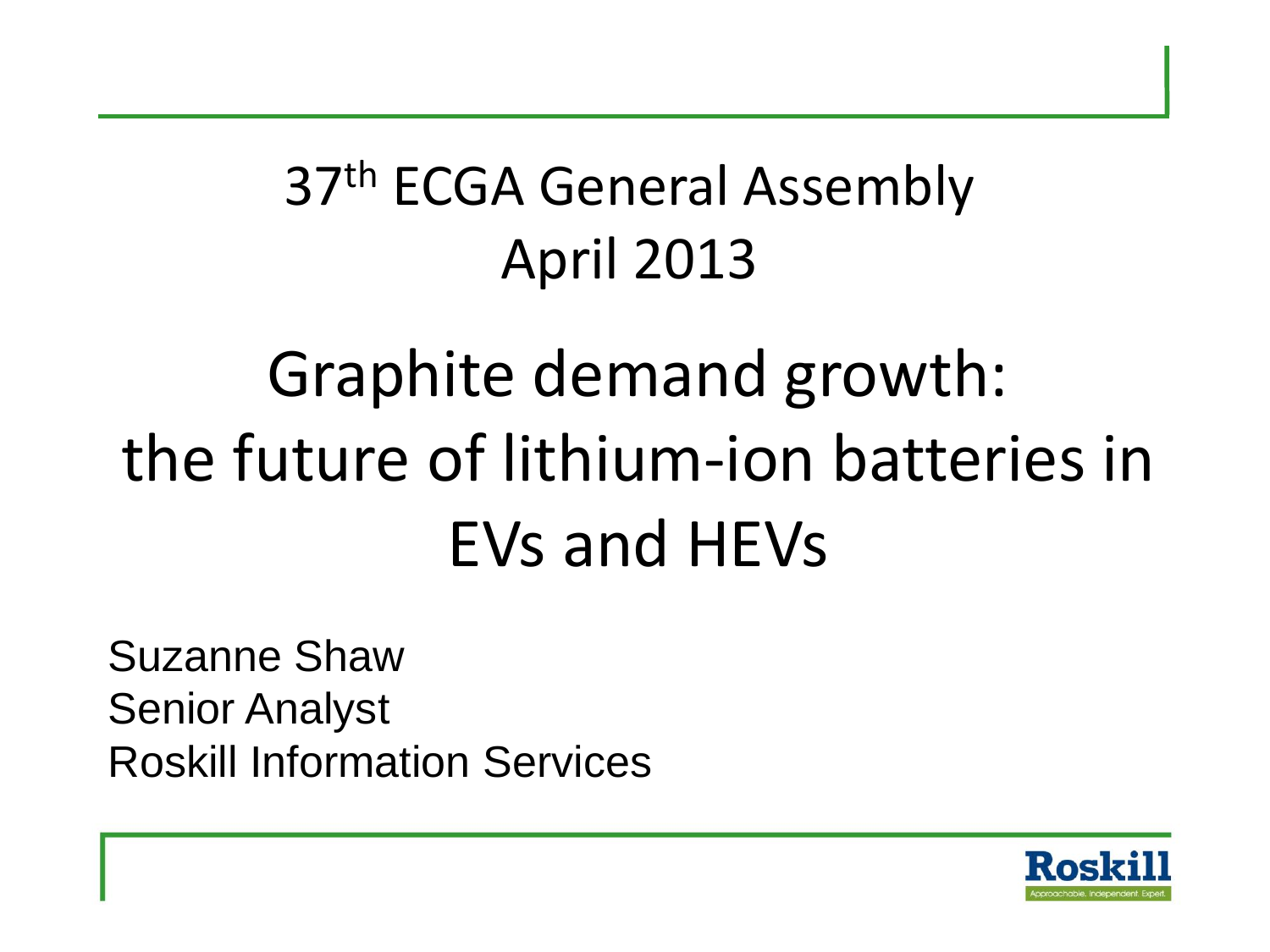37th ECGA General Assembly
April 2013

# Graphite demand growth: the future of lithium-ion batteries in EVs and HEVs

Suzanne Shaw
Senior Analyst
Roskill Information Services

Roskill
Approachable. Independent. Expert.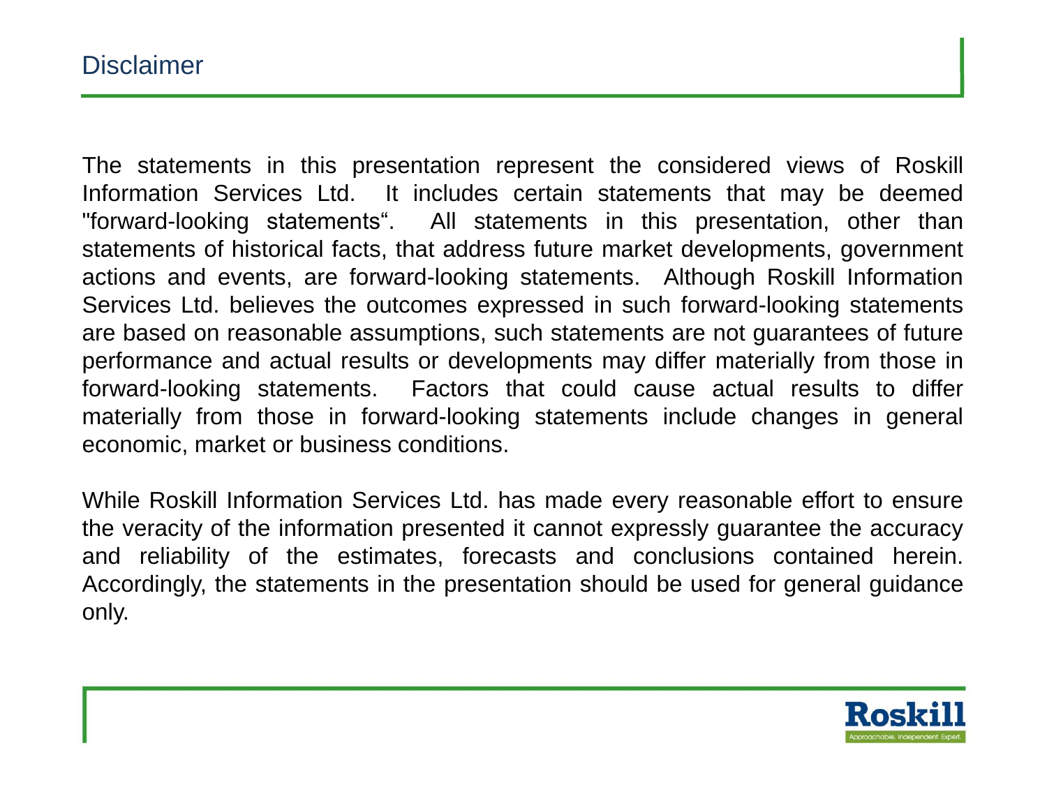# Disclaimer

The statements in this presentation represent the considered views of Roskill Information Services Ltd. It includes certain statements that may be deemed "forward-looking statements“. All statements in this presentation, other than statements of historical facts, that address future market developments, government actions and events, are forward-looking statements. Although Roskill Information Services Ltd. believes the outcomes expressed in such forward-looking statements are based on reasonable assumptions, such statements are not guarantees of future performance and actual results or developments may differ materially from those in forward-looking statements. Factors that could cause actual results to differ materially from those in forward-looking statements include changes in general economic, market or business conditions.

While Roskill Information Services Ltd. has made every reasonable effort to ensure the veracity of the information presented it cannot expressly guarantee the accuracy and reliability of the estimates, forecasts and conclusions contained herein. Accordingly, the statements in the presentation should be used for general guidance only.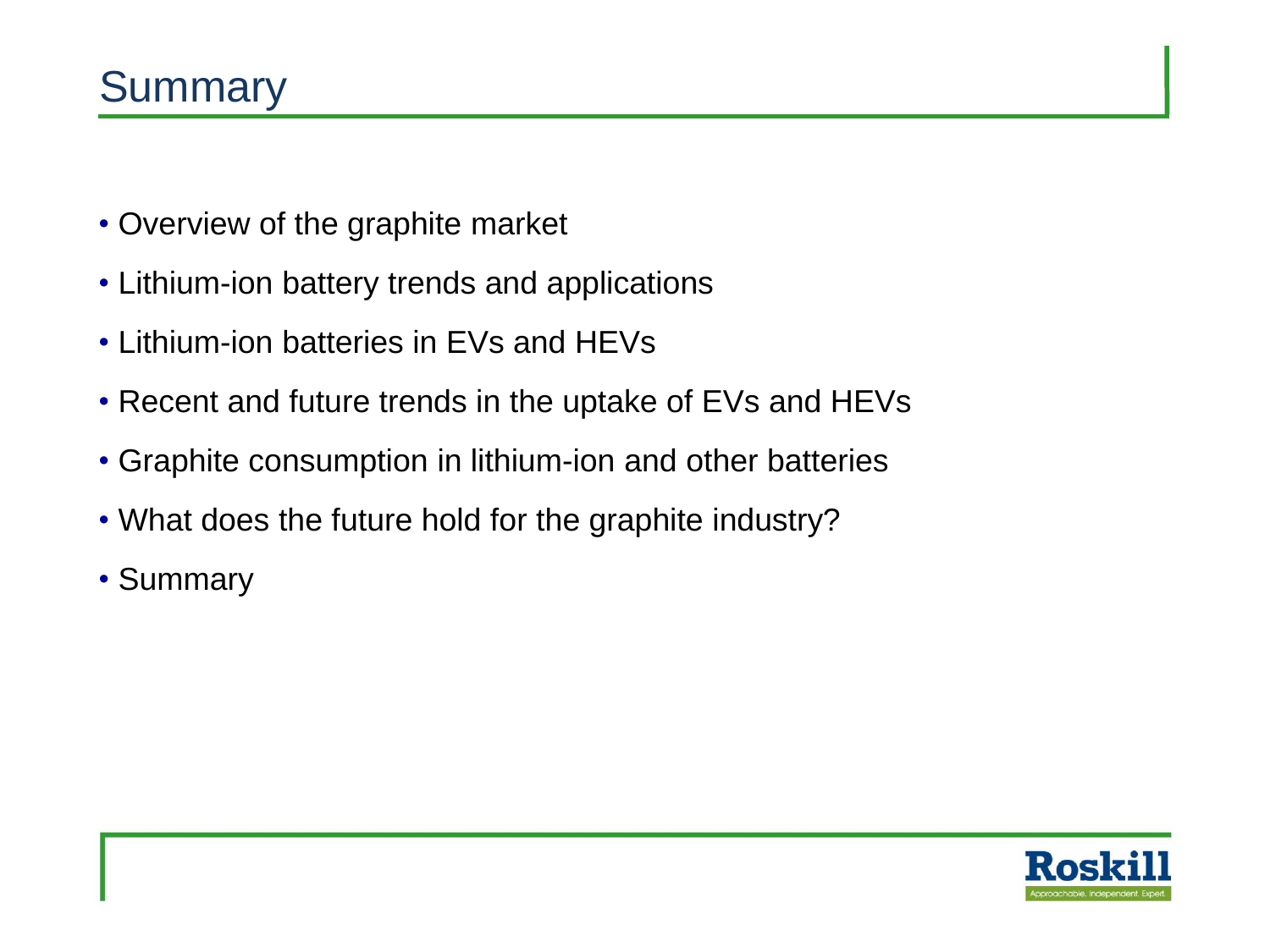# Summary

- Overview of the graphite market
- Lithium-ion battery trends and applications
- Lithium-ion batteries in EVs and HEVs
- Recent and future trends in the uptake of EVs and HEVs
- Graphite consumption in lithium-ion and other batteries
- What does the future hold for the graphite industry?
- Summary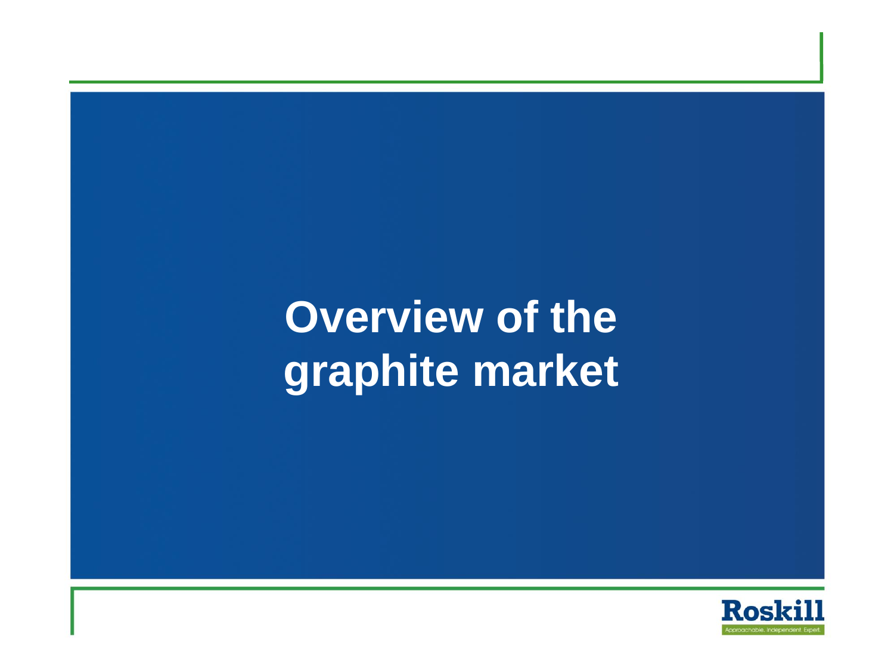# Overview of the graphite market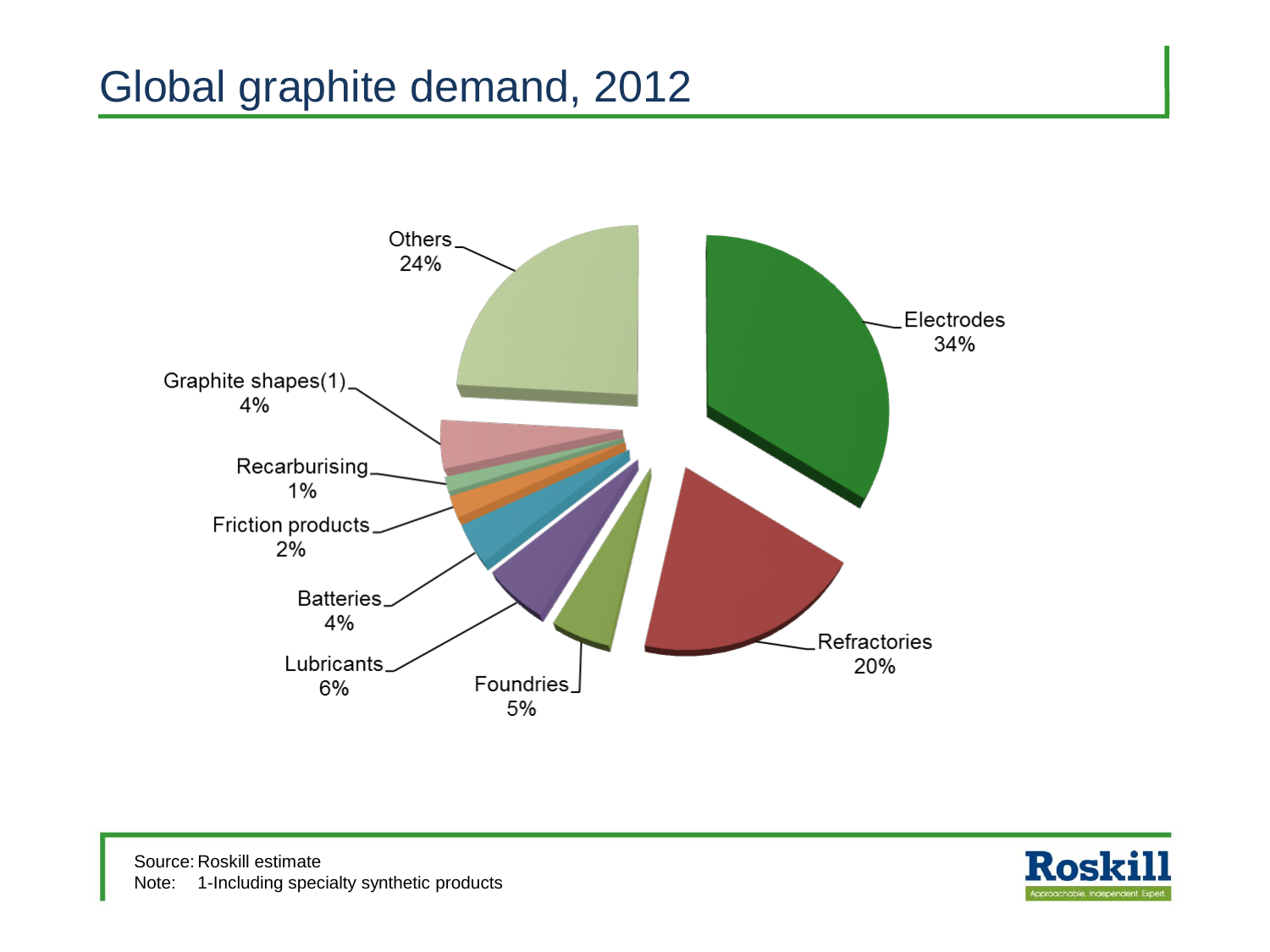# Global graphite demand, 2012

Others 24%

Electrodes 34%

Graphite shapes(1) 4%

Recarburising 1%

Friction products 2%

Batteries 4%

Lubricants 6%

Foundries 5%

Refractories 20%

Source: Roskill estimate
Note: 1-Including specialty synthetic products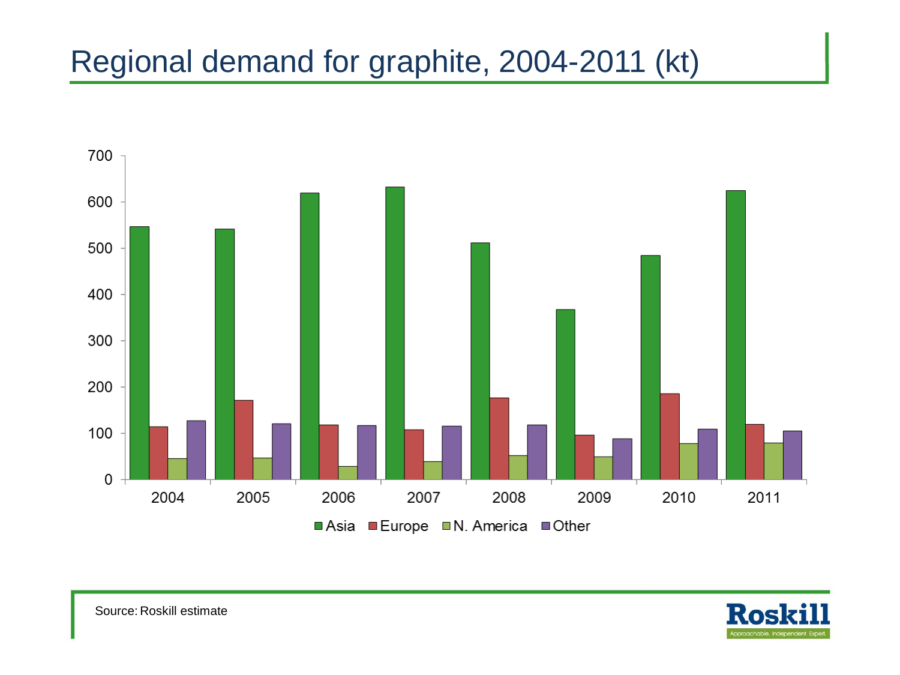# Regional demand for graphite, 2004-2011 (kt)

Source: Roskill estimate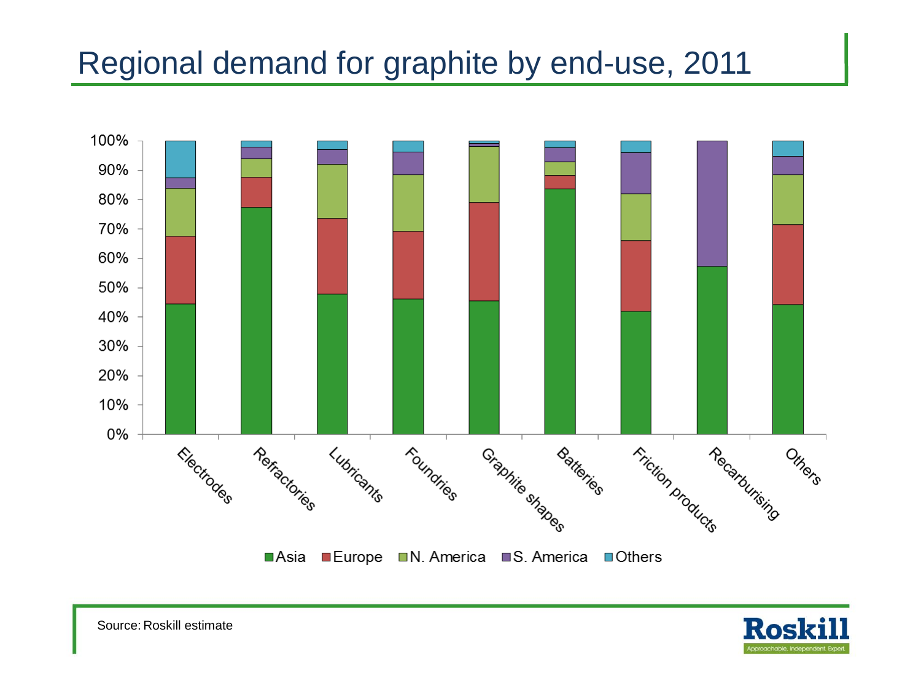# Regional demand for graphite by end-use, 2011

Source: Roskill estimate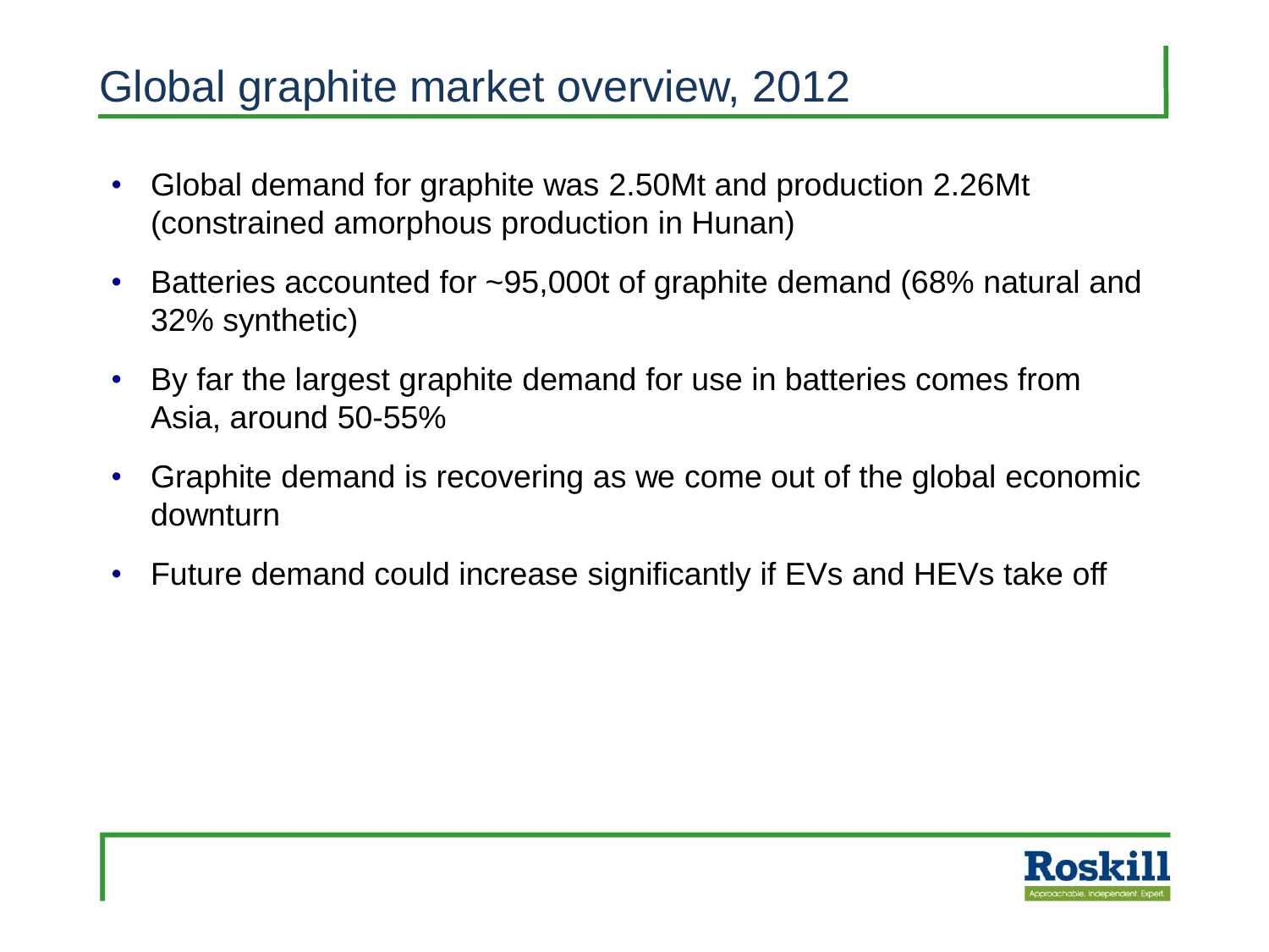# Global graphite market overview, 2012

- Global demand for graphite was 2.50Mt and production 2.26Mt (constrained amorphous production in Hunan)
- Batteries accounted for ~95,000t of graphite demand (68% natural and 32% synthetic)
- By far the largest graphite demand for use in batteries comes from Asia, around 50-55%
- Graphite demand is recovering as we come out of the global economic downturn
- Future demand could increase significantly if EVs and HEVs take off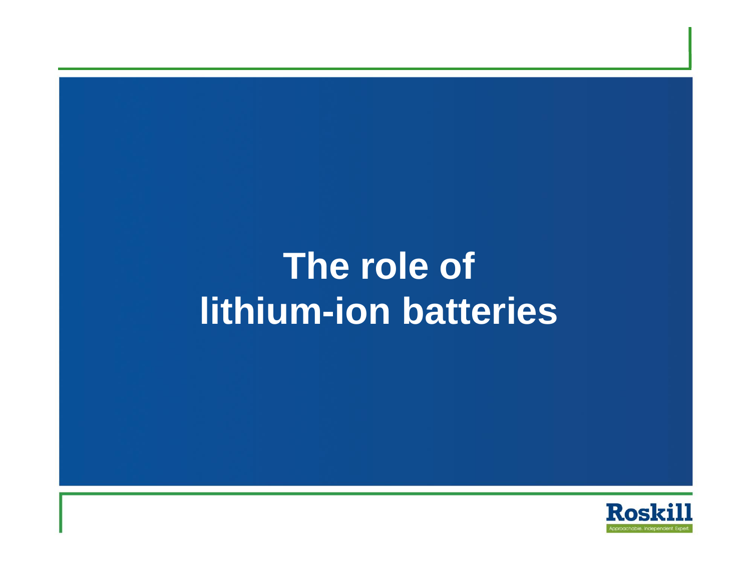# The role of lithium-ion batteries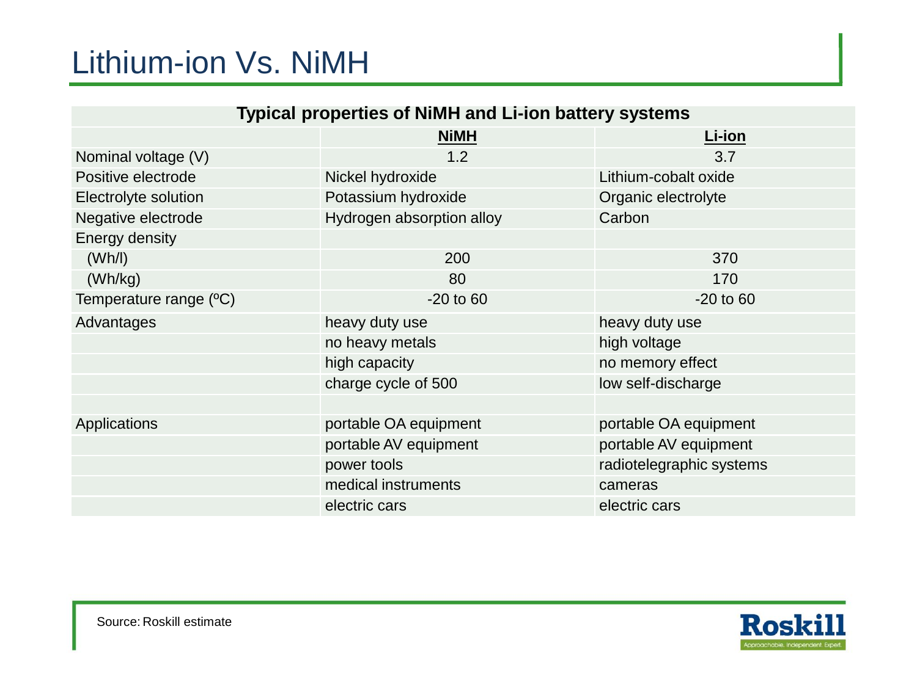# Lithium-ion Vs. NiMH

**Typical properties of NiMH and Li-ion battery systems**

| | NiMH | Li-ion |
|---|---|---|
| Nominal voltage (V) | 1.2 | 3.7 |
| Positive electrode | Nickel hydroxide | Lithium-cobalt oxide |
| Electrolyte solution | Potassium hydroxide | Organic electrolyte |
| Negative electrode | Hydrogen absorption alloy | Carbon |
| Energy density | | |
| (Wh/l) | 200 | 370 |
| (Wh/kg) | 80 | 170 |
| Temperature range (ºC) | -20 to 60 | -20 to 60 |
| Advantages | heavy duty use | heavy duty use |
| | no heavy metals | high voltage |
| | high capacity | no memory effect |
| | charge cycle of 500 | low self-discharge |
| | | |
| Applications | portable OA equipment | portable OA equipment |
| | portable AV equipment | portable AV equipment |
| | power tools | radiotelegraphic systems |
| | medical instruments | cameras |
| | electric cars | electric cars |

Source: Roskill estimate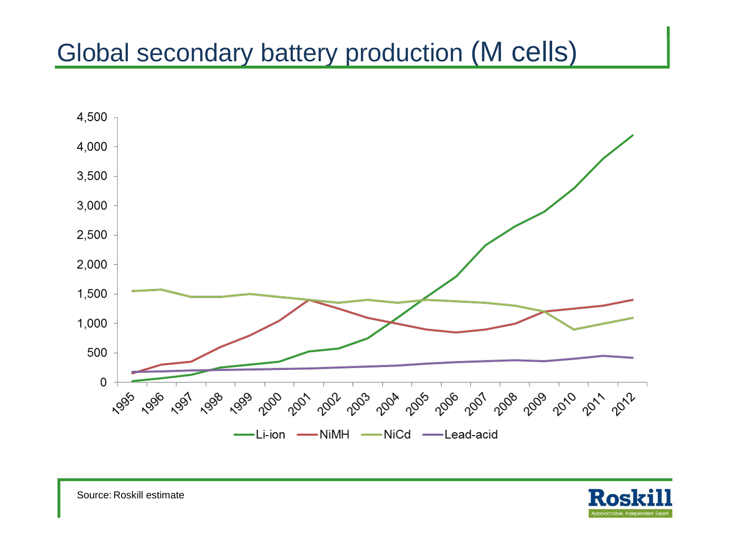# Global secondary battery production (M cells)

Source: Roskill estimate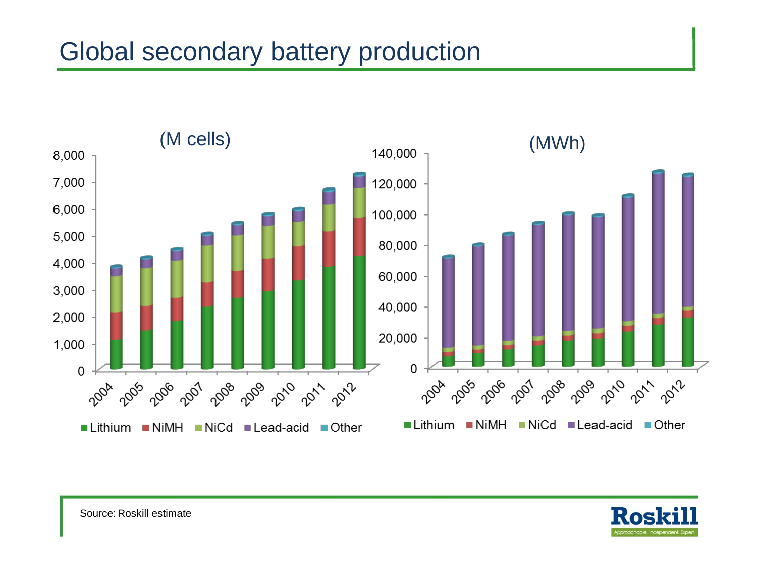# Global secondary battery production

(M cells)

(MWh)

Lithium | NiMH | NiCd | Lead-acid | Other

Source: Roskill estimate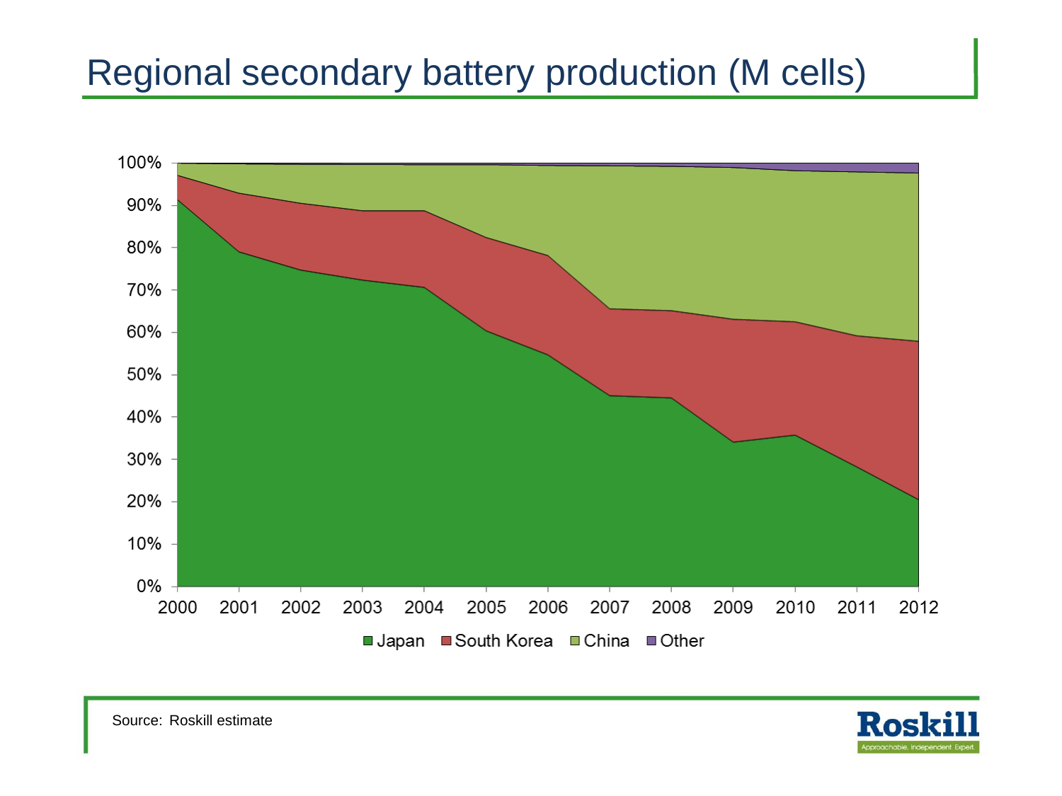# Regional secondary battery production (M cells)

100%
90%
80%
70%
60%
50%
40%
30%
20%
10%
0%

2000 2001 2002 2003 2004 2005 2006 2007 2008 2009 2010 2011 2012

Japan South Korea China Other

Source: Roskill estimate

Roskill
Approachable. Independent. Expert.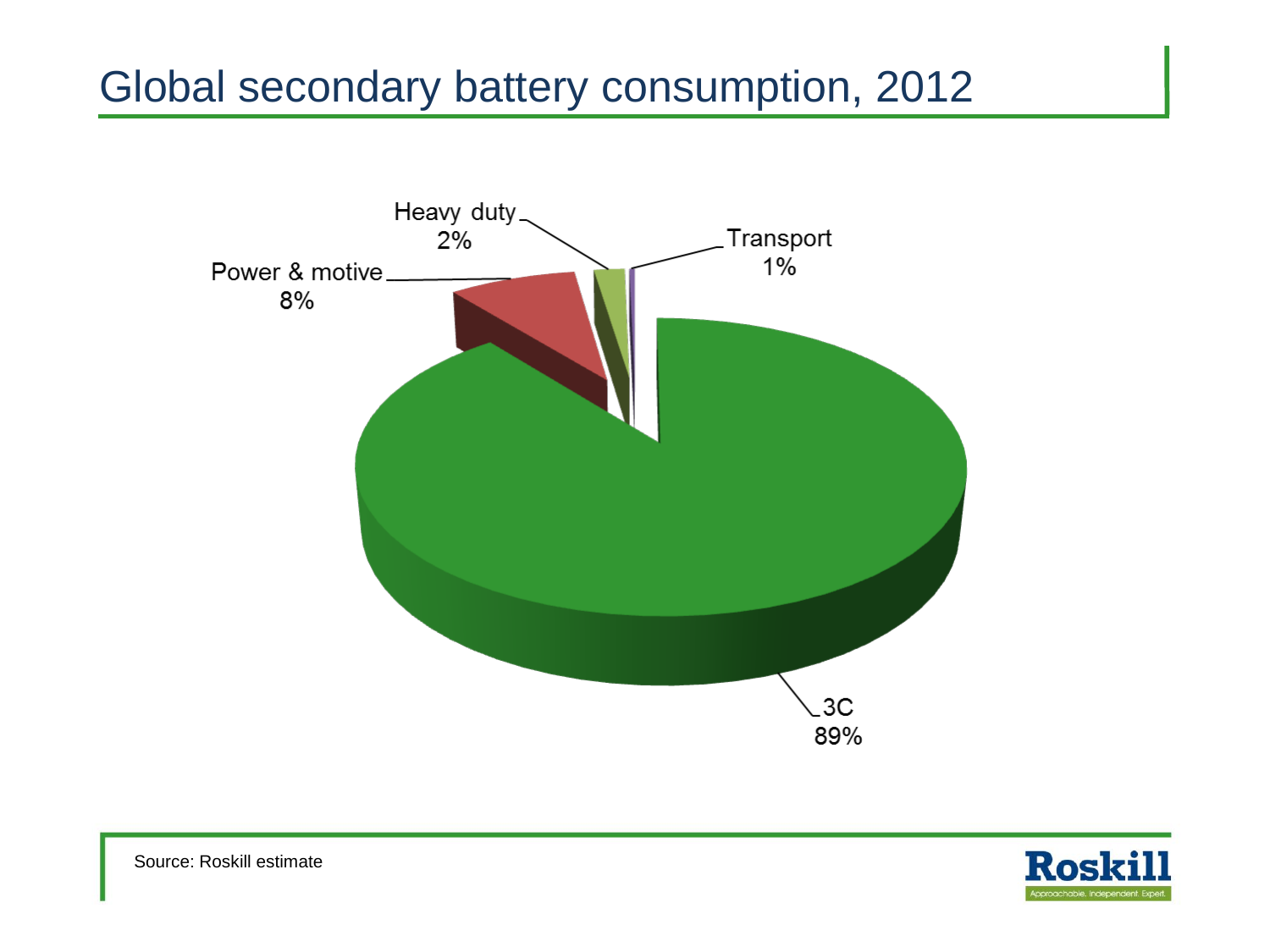# Global secondary battery consumption, 2012

Heavy duty 2%

Transport 1%

Power & motive 8%

3C 89%

Source: Roskill estimate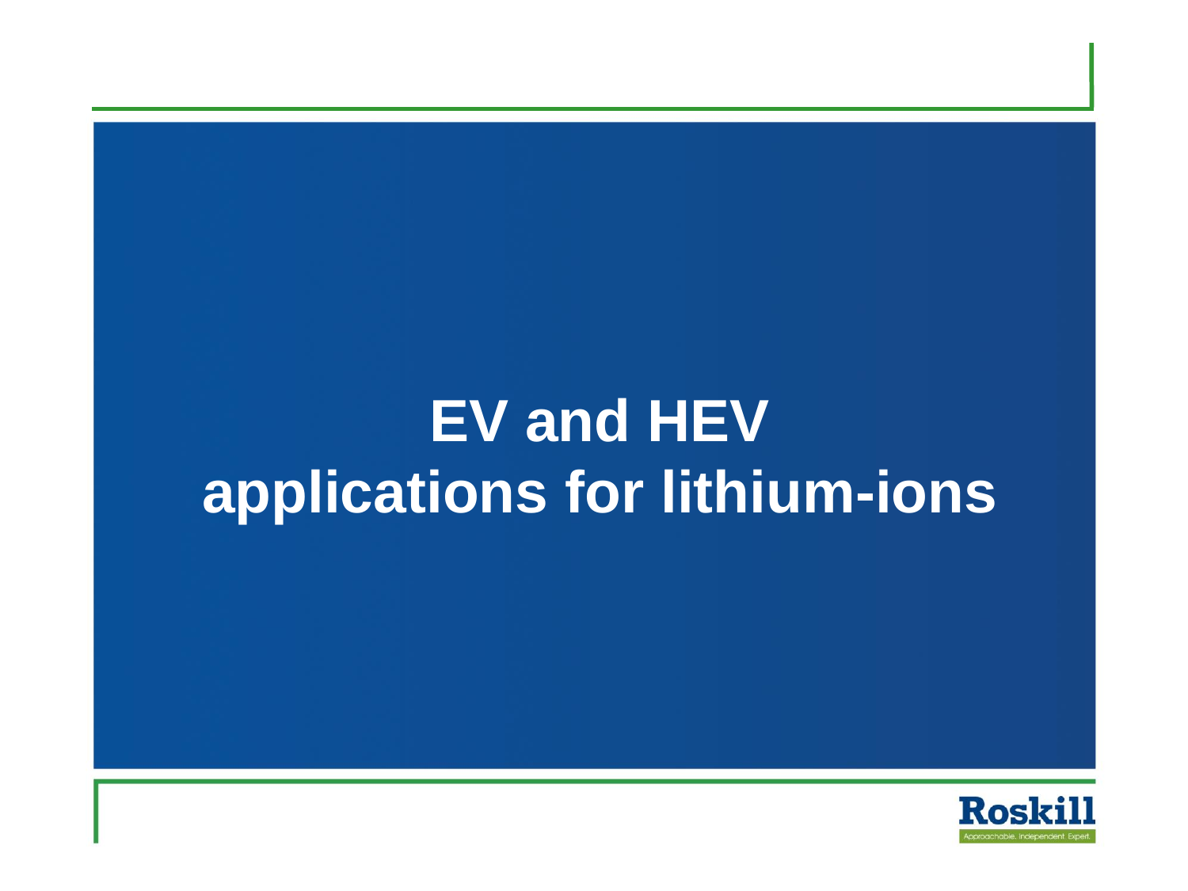# EV and HEV applications for lithium-ions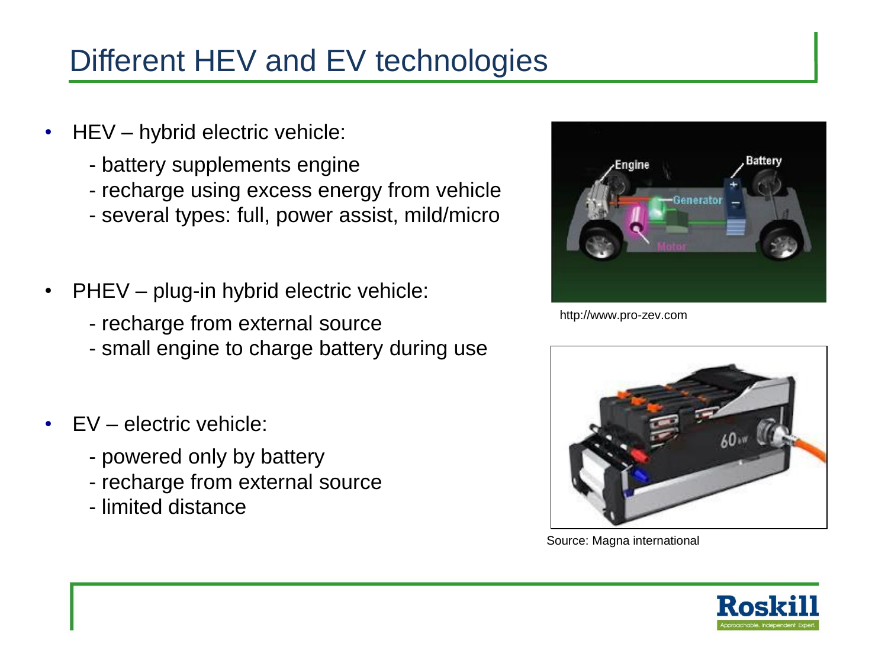# Different HEV and EV technologies

- HEV – hybrid electric vehicle:
  - battery supplements engine
  - recharge using excess energy from vehicle
  - several types: full, power assist, mild/micro

- PHEV – plug-in hybrid electric vehicle:
  - recharge from external source
  - small engine to charge battery during use

- EV – electric vehicle:
  - powered only by battery
  - recharge from external source
  - limited distance

http://www.pro-zev.com

Source: Magna international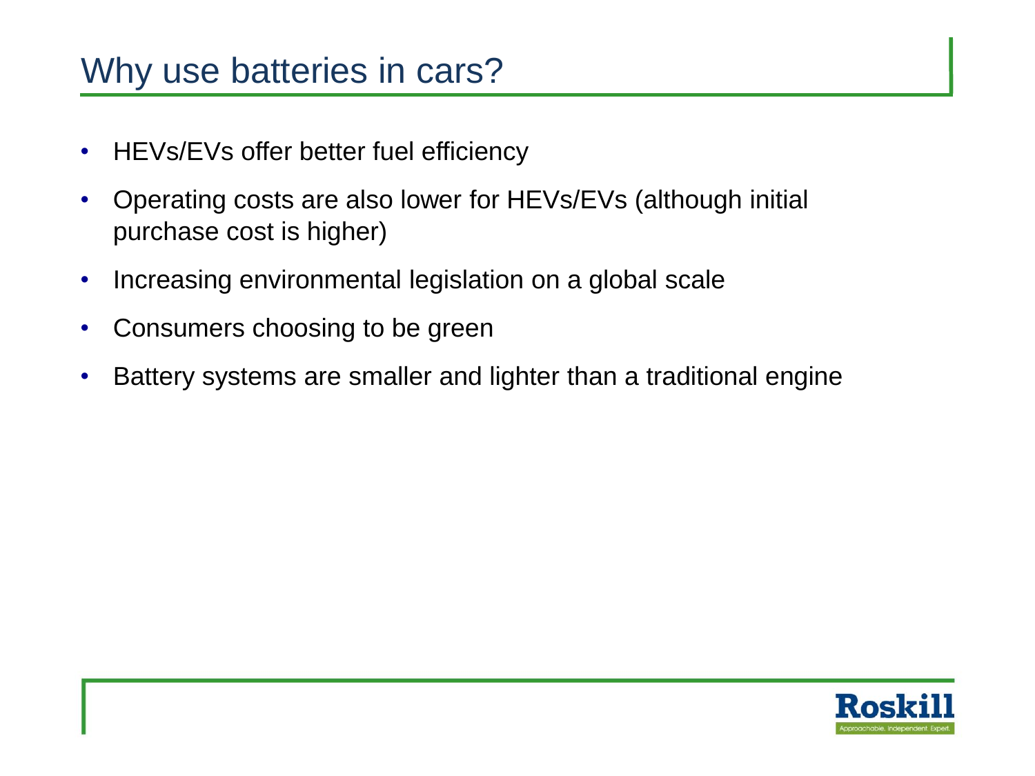# Why use batteries in cars?

- HEVs/EVs offer better fuel efficiency
- Operating costs are also lower for HEVs/EVs (although initial purchase cost is higher)
- Increasing environmental legislation on a global scale
- Consumers choosing to be green
- Battery systems are smaller and lighter than a traditional engine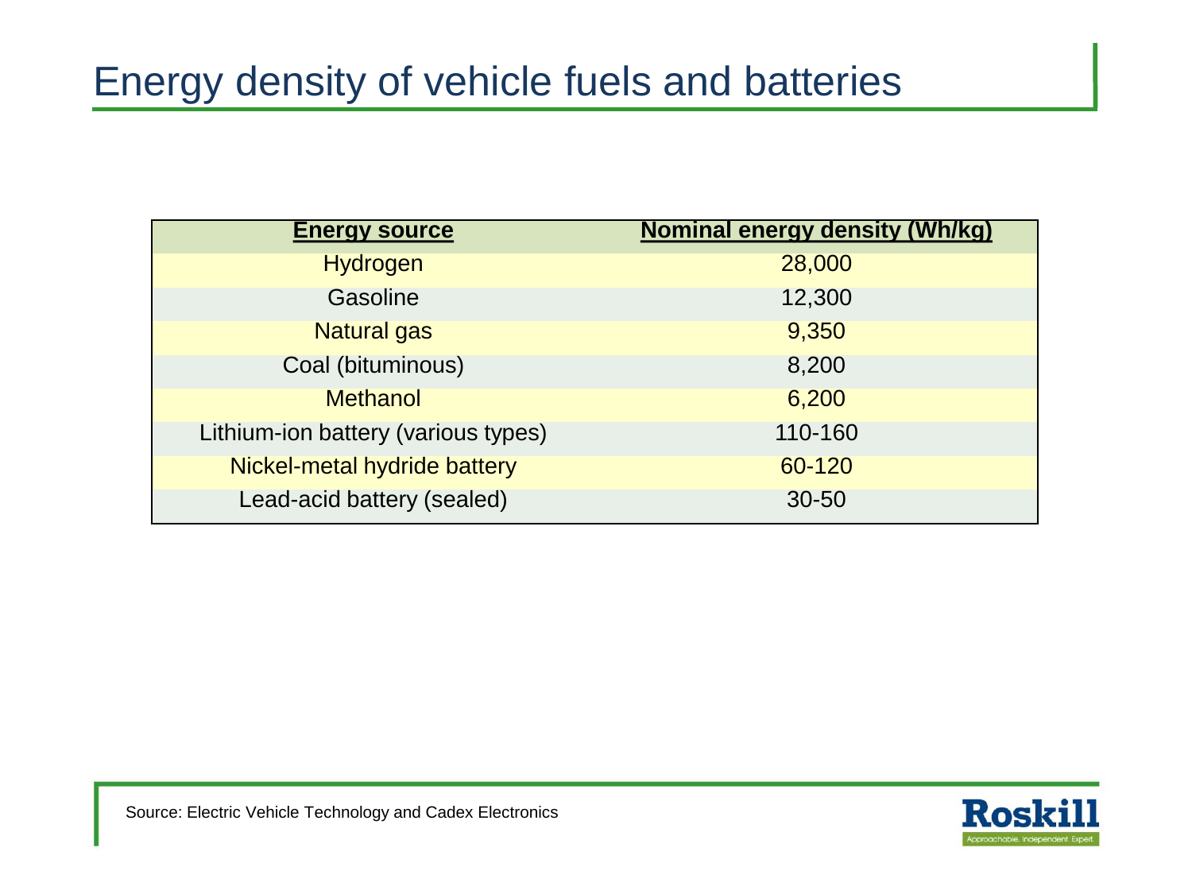# Energy density of vehicle fuels and batteries

| Energy source | Nominal energy density (Wh/kg) |
|---|---|
| Hydrogen | 28,000 |
| Gasoline | 12,300 |
| Natural gas | 9,350 |
| Coal (bituminous) | 8,200 |
| Methanol | 6,200 |
| Lithium-ion battery (various types) | 110-160 |
| Nickel-metal hydride battery | 60-120 |
| Lead-acid battery (sealed) | 30-50 |

Source: Electric Vehicle Technology and Cadex Electronics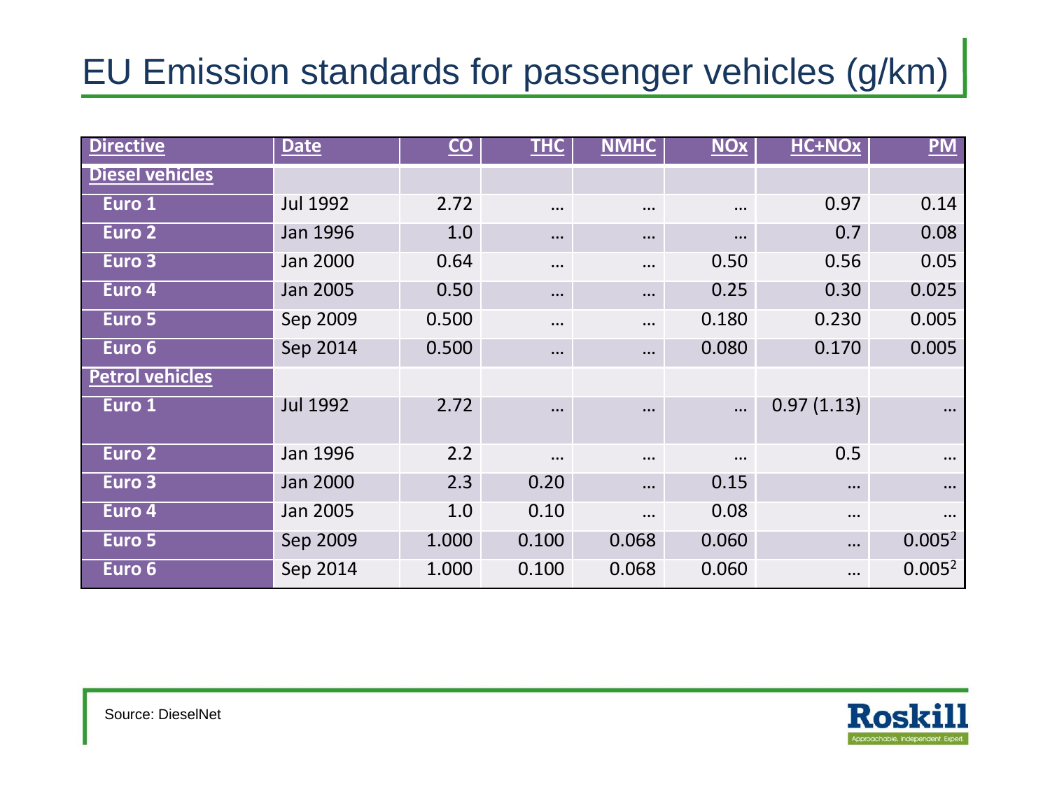# EU Emission standards for passenger vehicles (g/km)

| Directive | Date | CO | THC | NMHC | NOx | HC+NOx | PM |
|---|---|---|---|---|---|---|---|
| **Diesel vehicles** | | | | | | | |
| Euro 1 | Jul 1992 | 2.72 | … | … | … | 0.97 | 0.14 |
| Euro 2 | Jan 1996 | 1.0 | … | … | … | 0.7 | 0.08 |
| Euro 3 | Jan 2000 | 0.64 | … | … | 0.50 | 0.56 | 0.05 |
| Euro 4 | Jan 2005 | 0.50 | … | … | 0.25 | 0.30 | 0.025 |
| Euro 5 | Sep 2009 | 0.500 | … | … | 0.180 | 0.230 | 0.005 |
| Euro 6 | Sep 2014 | 0.500 | … | … | 0.080 | 0.170 | 0.005 |
| **Petrol vehicles** | | | | | | | |
| Euro 1 | Jul 1992 | 2.72 | … | … | … | 0.97 (1.13) | … |
| Euro 2 | Jan 1996 | 2.2 | … | … | … | 0.5 | … |
| Euro 3 | Jan 2000 | 2.3 | 0.20 | … | 0.15 | … | … |
| Euro 4 | Jan 2005 | 1.0 | 0.10 | … | 0.08 | … | … |
| Euro 5 | Sep 2009 | 1.000 | 0.100 | 0.068 | 0.060 | … | 0.005[2] |
| Euro 6 | Sep 2014 | 1.000 | 0.100 | 0.068 | 0.060 | … | 0.005[2] |

Source: DieselNet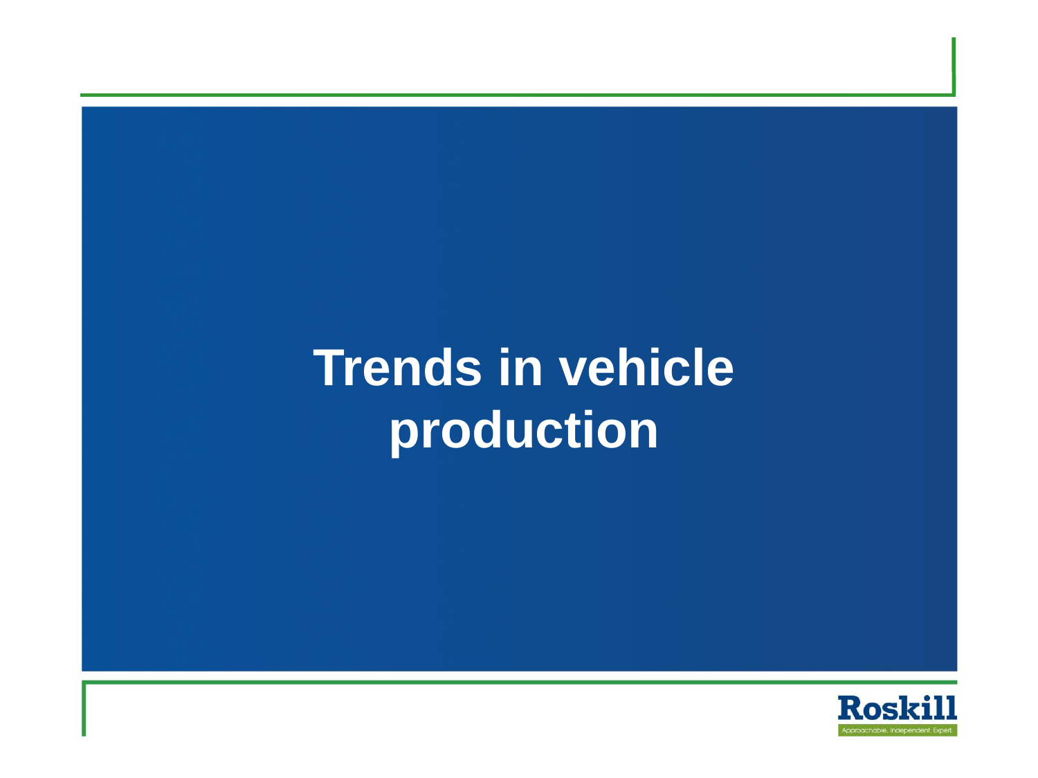# Trends in vehicle production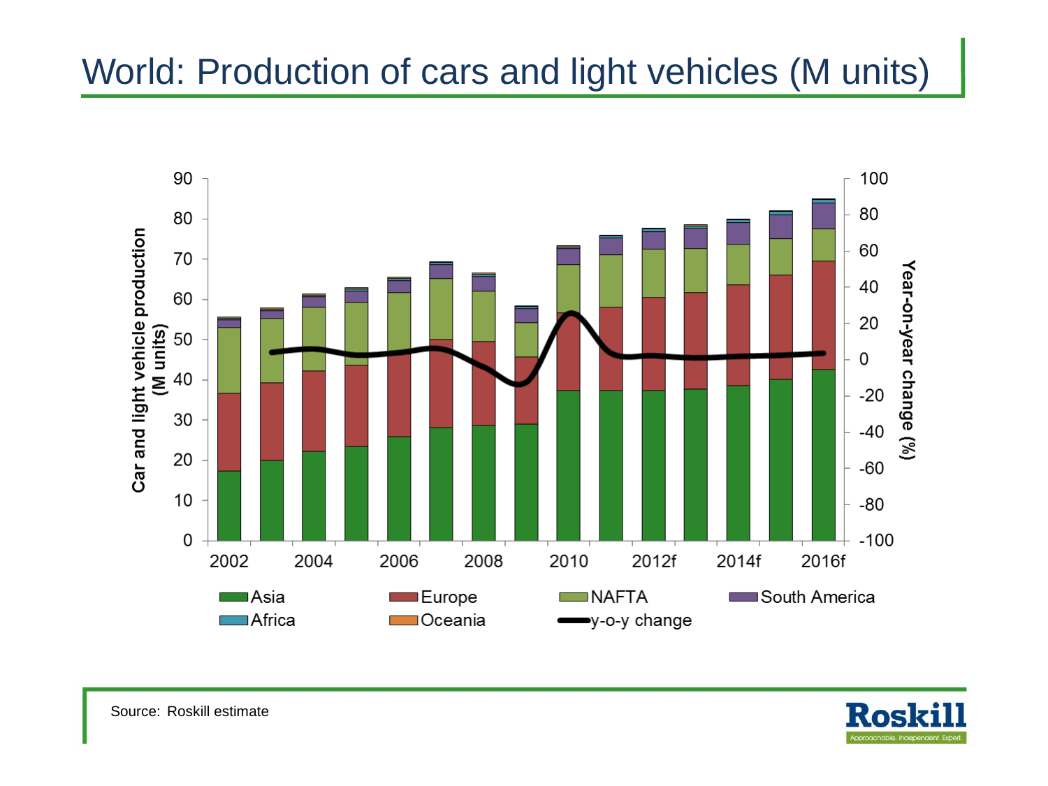# World: Production of cars and light vehicles (M units)

Source: Roskill estimate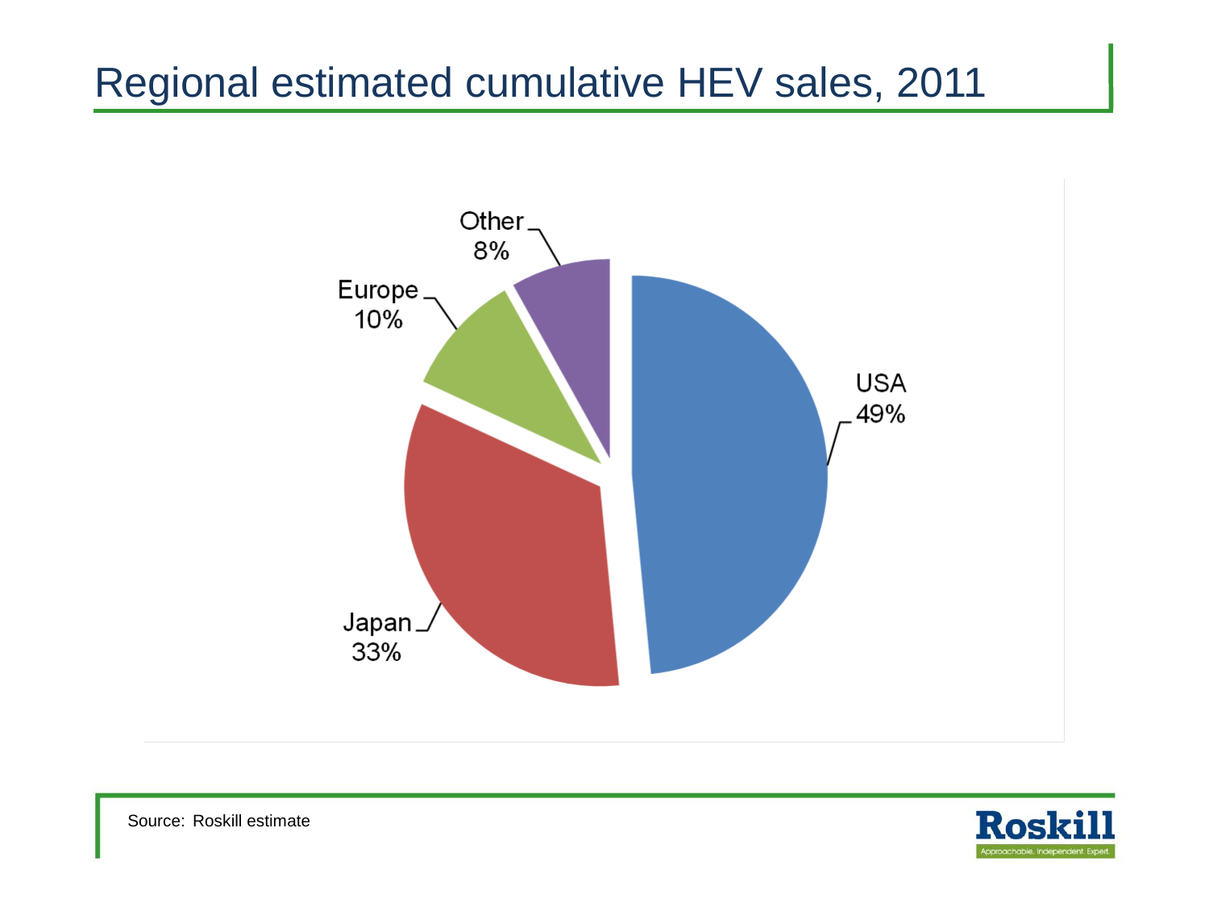# Regional estimated cumulative HEV sales, 2011

| Region | Share |
| --- | --- |
| USA | 49% |
| Japan | 33% |
| Europe | 10% |
| Other | 8% |

Source: Roskill estimate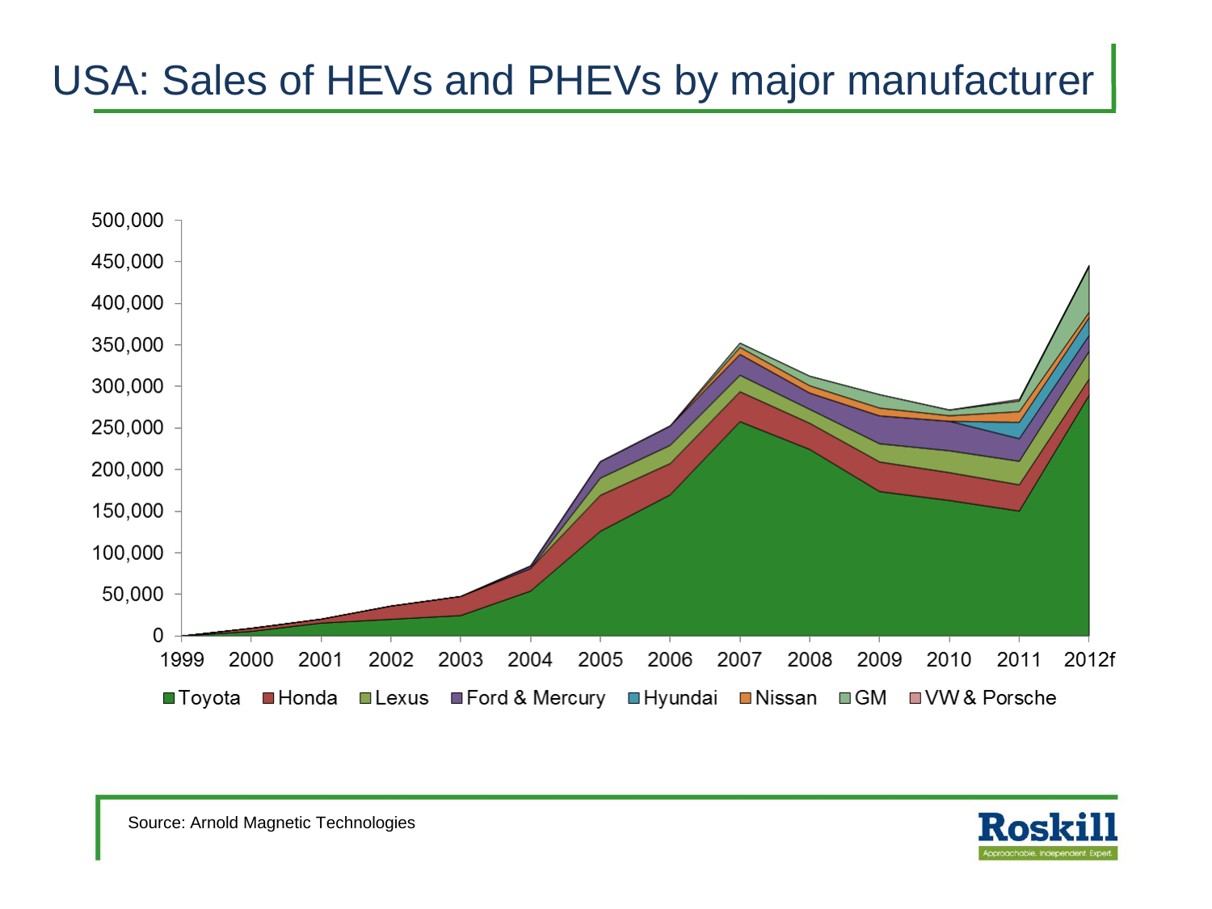# USA: Sales of HEVs and PHEVs by major manufacturer

Source: Arnold Magnetic Technologies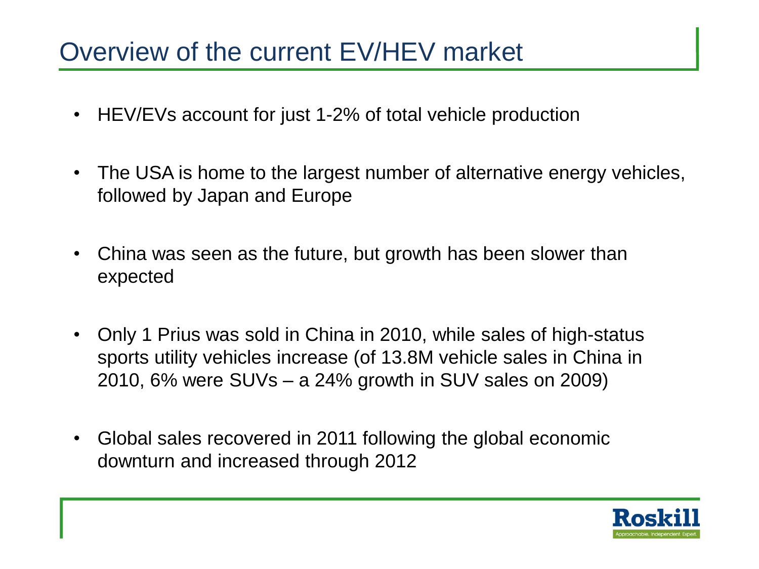# Overview of the current EV/HEV market

- HEV/EVs account for just 1-2% of total vehicle production
- The USA is home to the largest number of alternative energy vehicles, followed by Japan and Europe
- China was seen as the future, but growth has been slower than expected
- Only 1 Prius was sold in China in 2010, while sales of high-status sports utility vehicles increase (of 13.8M vehicle sales in China in 2010, 6% were SUVs – a 24% growth in SUV sales on 2009)
- Global sales recovered in 2011 following the global economic downturn and increased through 2012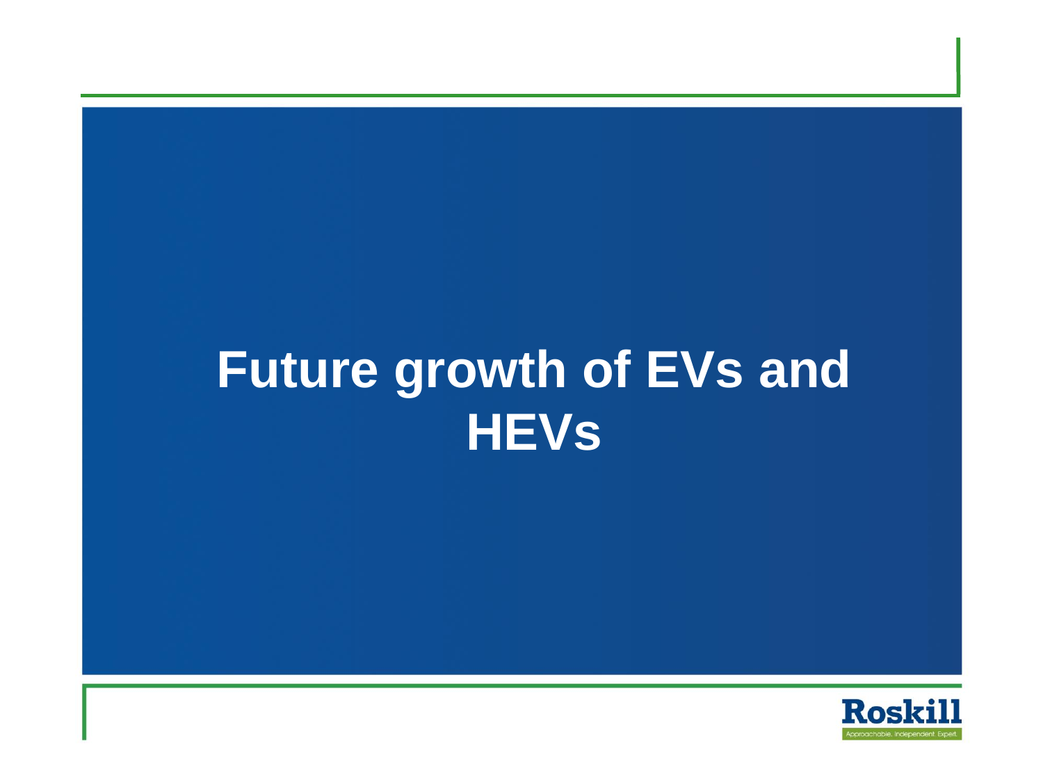# Future growth of EVs and HEVs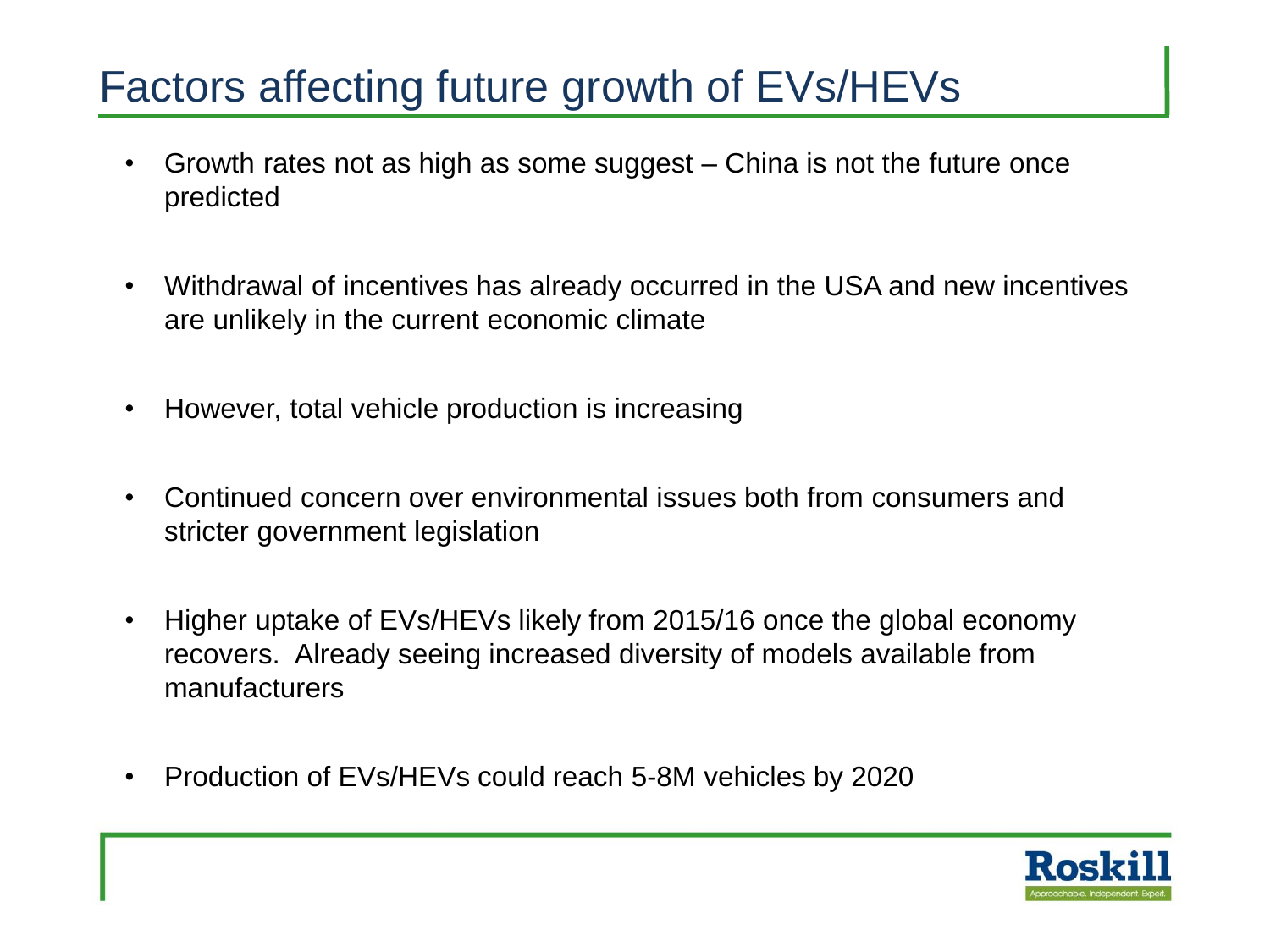# Factors affecting future growth of EVs/HEVs

- Growth rates not as high as some suggest – China is not the future once predicted
- Withdrawal of incentives has already occurred in the USA and new incentives are unlikely in the current economic climate
- However, total vehicle production is increasing
- Continued concern over environmental issues both from consumers and stricter government legislation
- Higher uptake of EVs/HEVs likely from 2015/16 once the global economy recovers. Already seeing increased diversity of models available from manufacturers
- Production of EVs/HEVs could reach 5-8M vehicles by 2020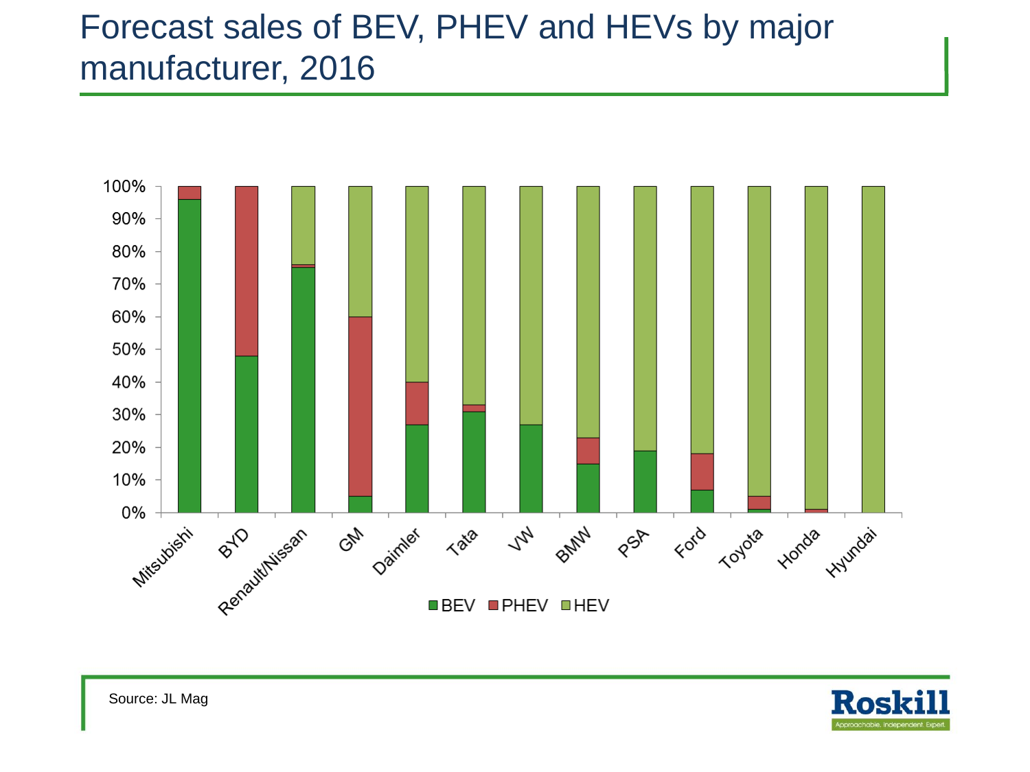# Forecast sales of BEV, PHEV and HEVs by major manufacturer, 2016

Source: JL Mag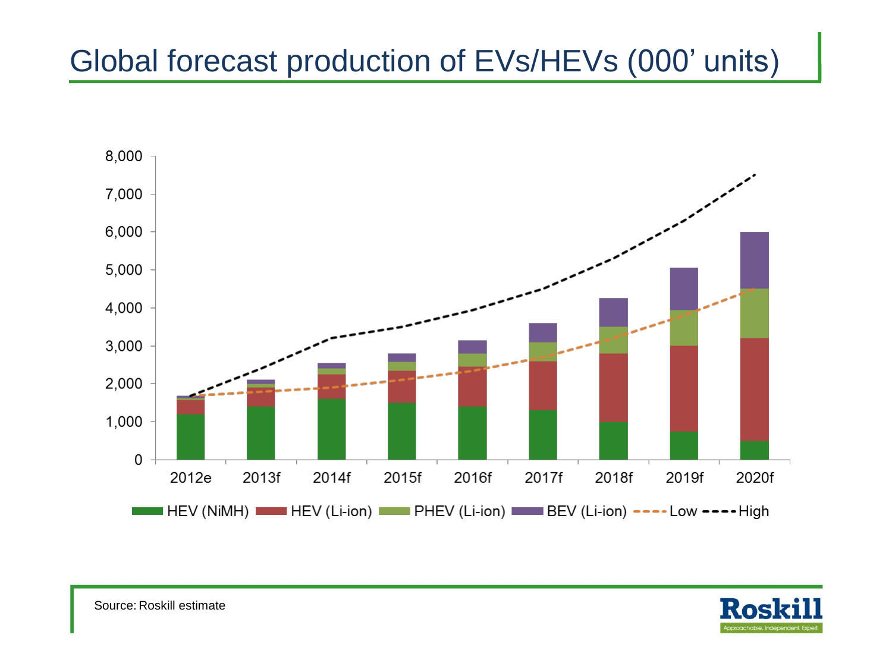# Global forecast production of EVs/HEVs (000' units)

Source: Roskill estimate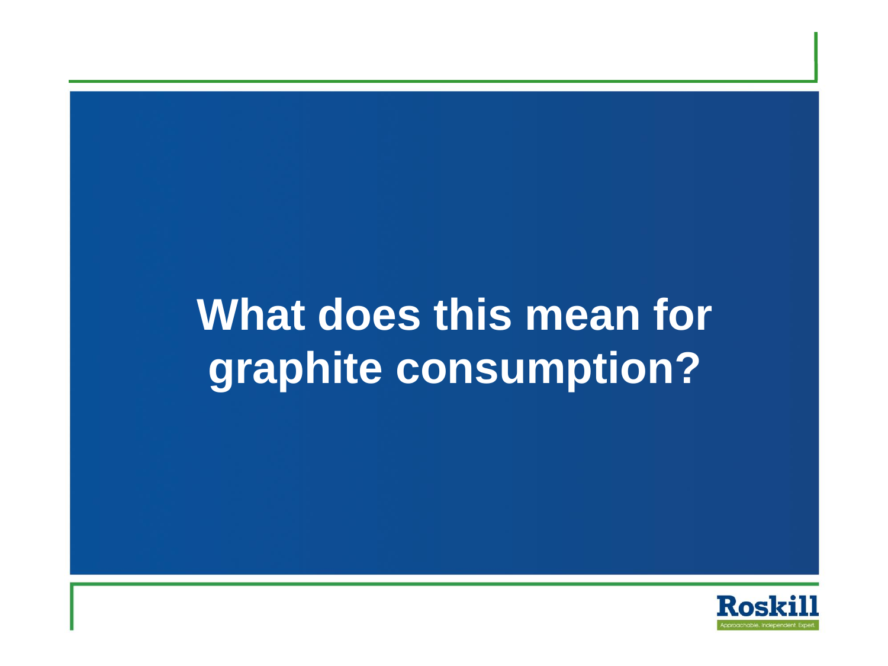# What does this mean for graphite consumption?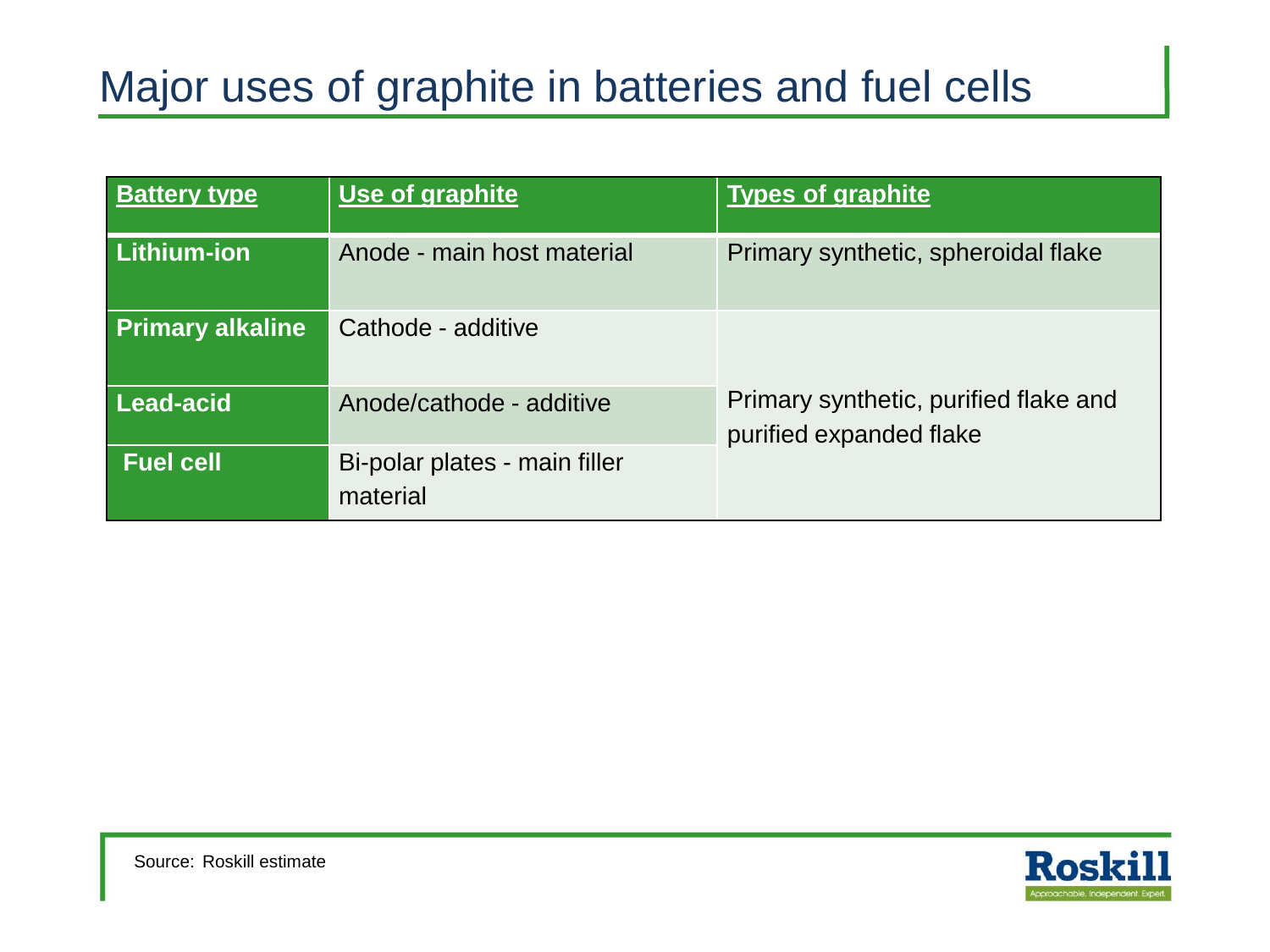# Major uses of graphite in batteries and fuel cells

| Battery type | Use of graphite | Types of graphite |
|---|---|---|
| **Lithium-ion** | Anode - main host material | Primary synthetic, spheroidal flake |
| **Primary alkaline** | Cathode - additive | Primary synthetic, purified flake and purified expanded flake |
| **Lead-acid** | Anode/cathode - additive | |
| **Fuel cell** | Bi-polar plates - main filler material | |

Source: Roskill estimate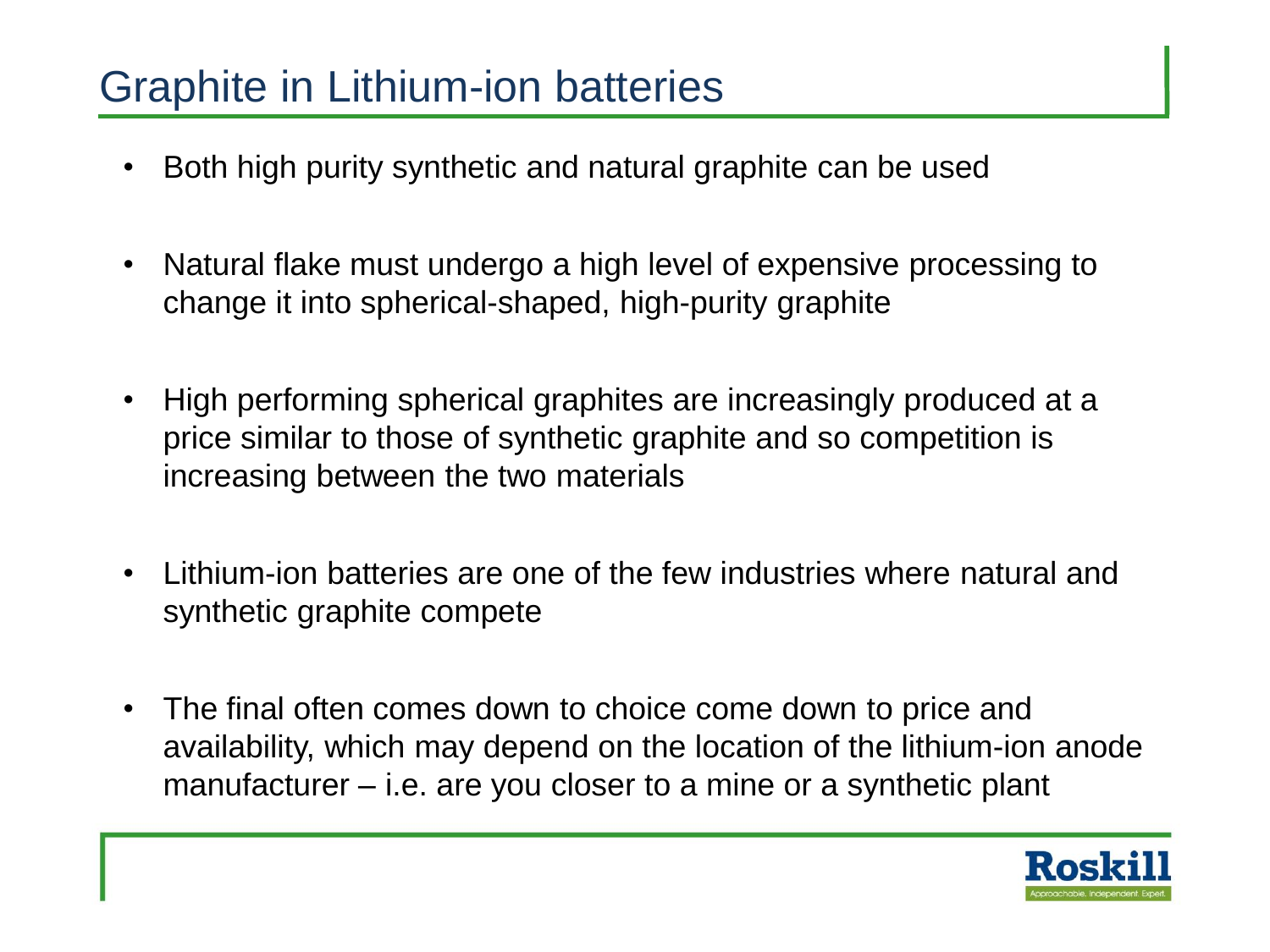# Graphite in Lithium-ion batteries

- Both high purity synthetic and natural graphite can be used
- Natural flake must undergo a high level of expensive processing to change it into spherical-shaped, high-purity graphite
- High performing spherical graphites are increasingly produced at a price similar to those of synthetic graphite and so competition is increasing between the two materials
- Lithium-ion batteries are one of the few industries where natural and synthetic graphite compete
- The final often comes down to choice come down to price and availability, which may depend on the location of the lithium-ion anode manufacturer – i.e. are you closer to a mine or a synthetic plant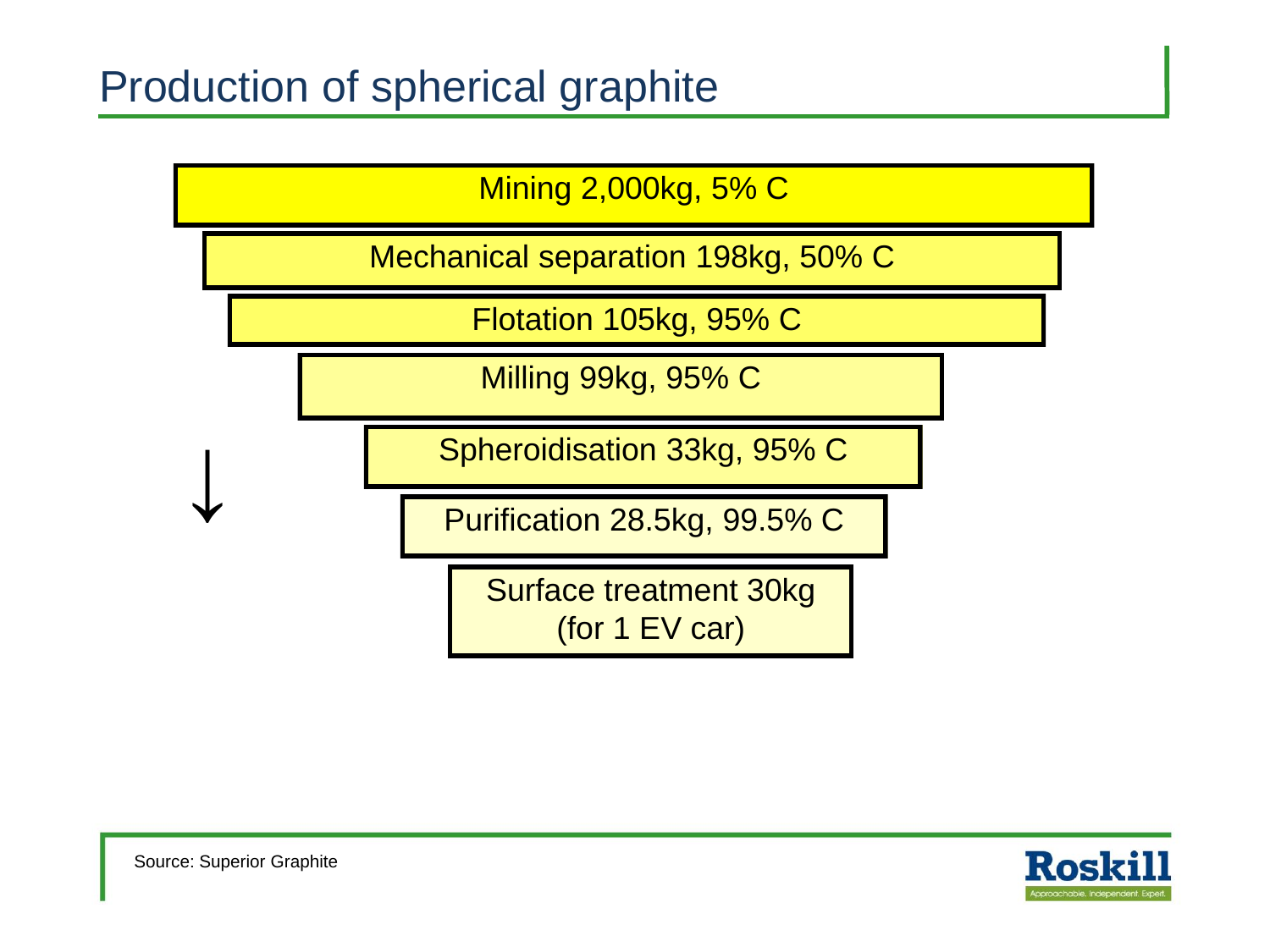# Production of spherical graphite

- Mining 2,000kg, 5% C
- Mechanical separation 198kg, 50% C
- Flotation 105kg, 95% C
- Milling 99kg, 95% C
- Spheroidisation 33kg, 95% C
- Purification 28.5kg, 99.5% C
- Surface treatment 30kg (for 1 EV car)

Source: Superior Graphite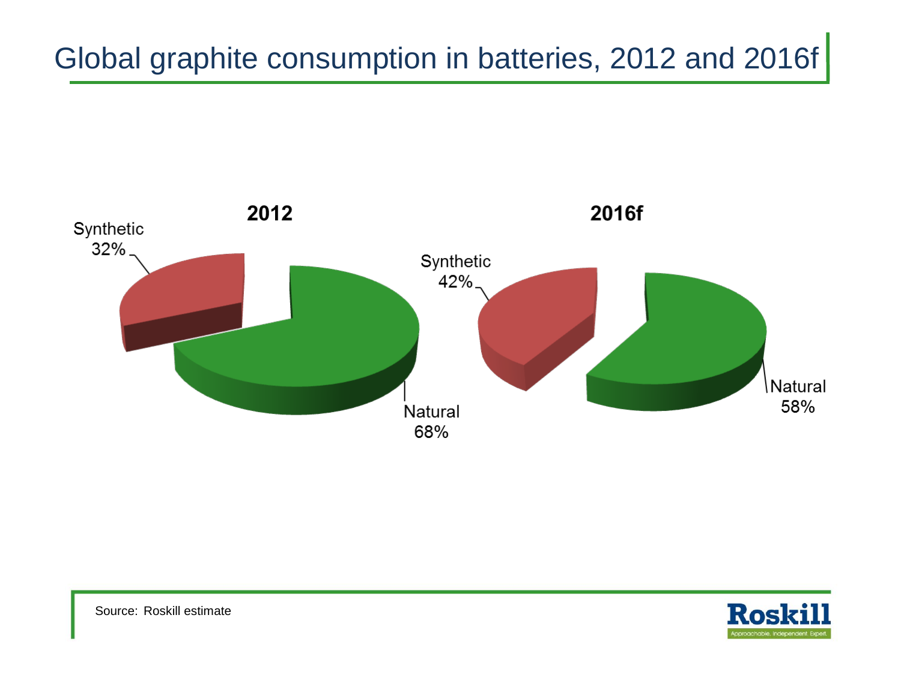# Global graphite consumption in batteries, 2012 and 2016f

**2012**

Synthetic 32%

Natural 68%

**2016f**

Synthetic 42%

Natural 58%

Source: Roskill estimate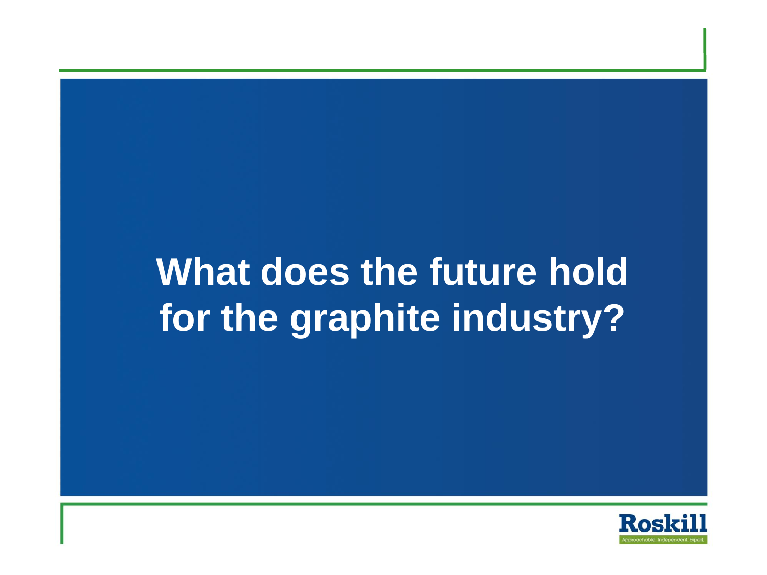# What does the future hold for the graphite industry?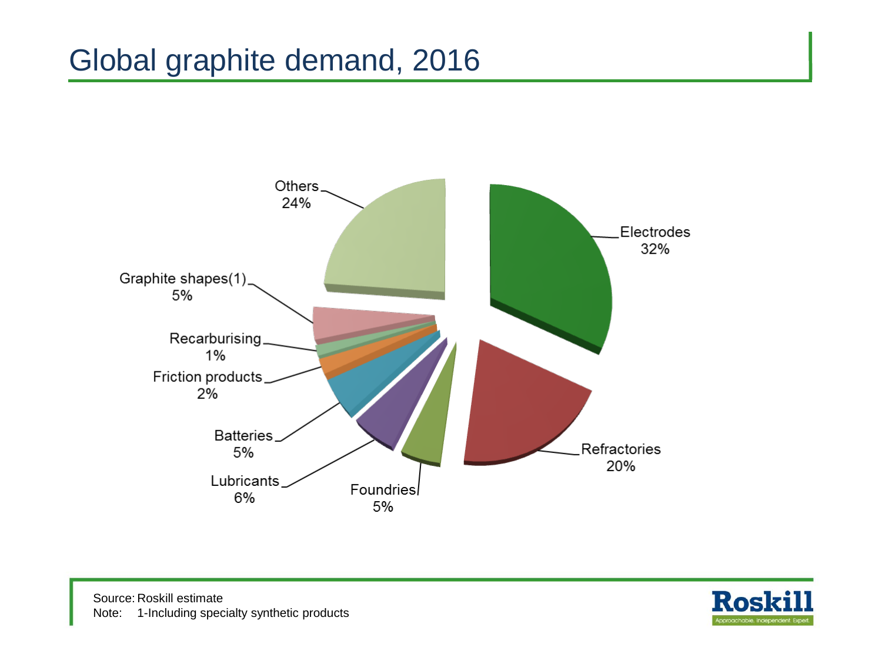# Global graphite demand, 2016

| Category | Share |
| --- | --- |
| Electrodes | 32% |
| Refractories | 20% |
| Foundries | 5% |
| Lubricants | 6% |
| Batteries | 5% |
| Friction products | 2% |
| Recarburising | 1% |
| Graphite shapes(1) | 5% |
| Others | 24% |

Source: Roskill estimate
Note: 1-Including specialty synthetic products

Roskill
Approachable. Independent. Expert.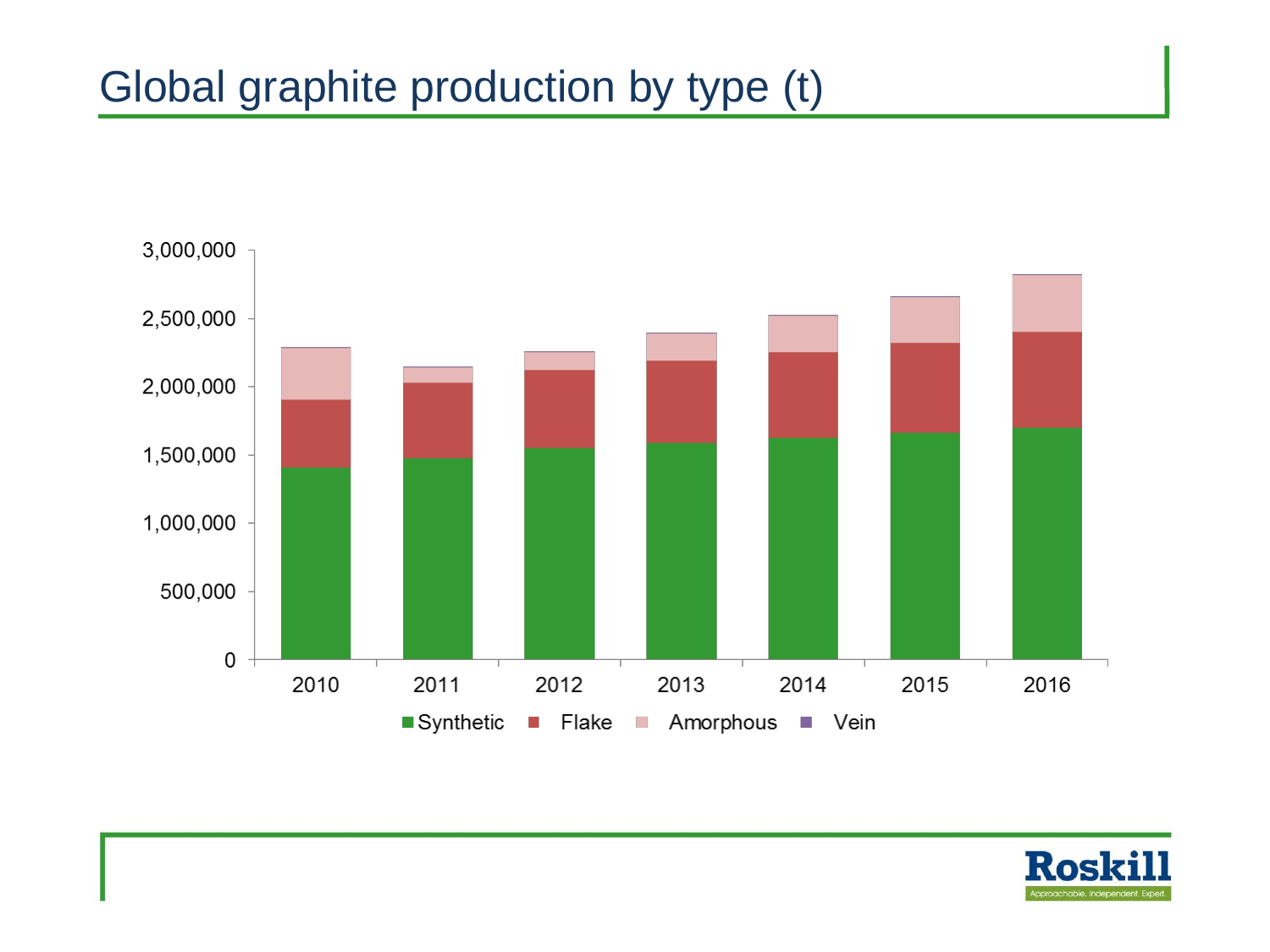# Global graphite production by type (t)

3,000,000
2,500,000
2,000,000
1,500,000
1,000,000
500,000
0

2010 2011 2012 2013 2014 2015 2016

Synthetic Flake Amorphous Vein

Roskill
Approachable. Independent. Expert.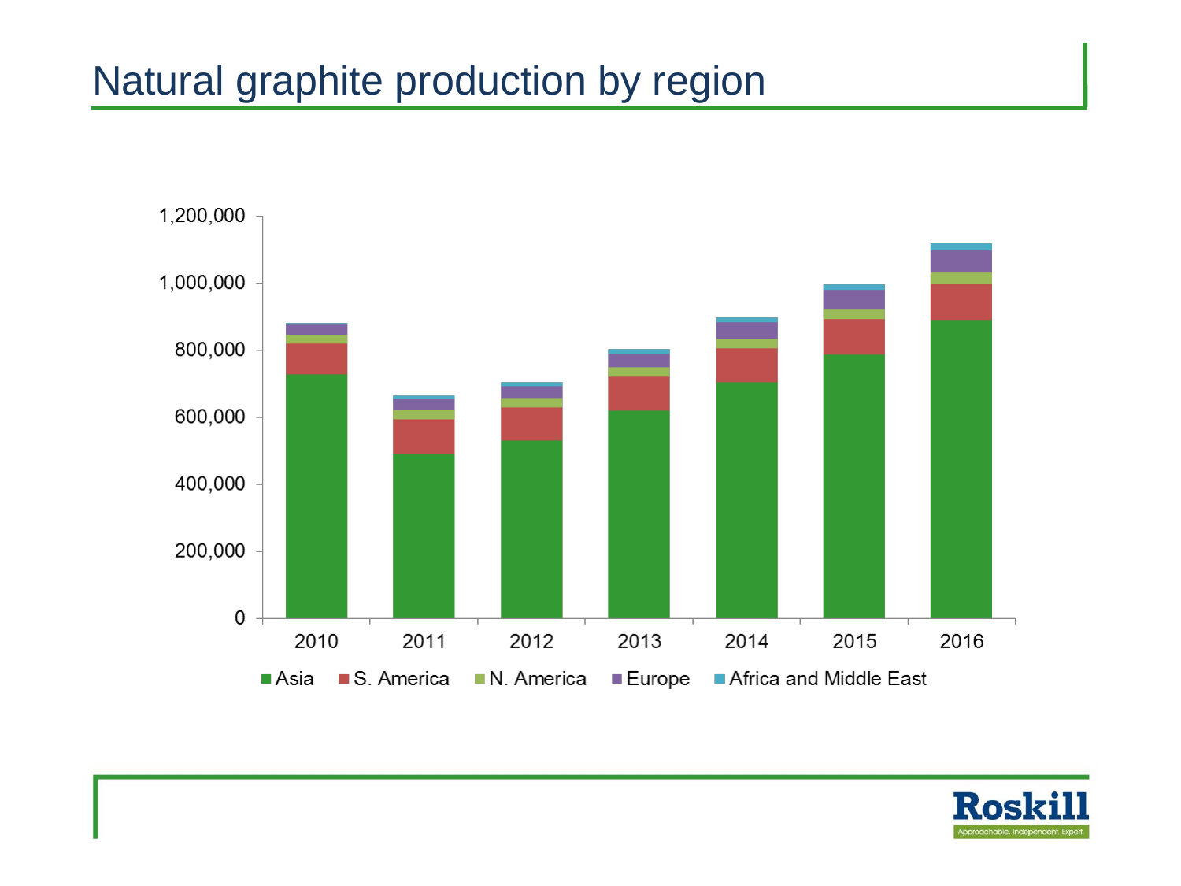# Natural graphite production by region

1,200,000
1,000,000
800,000
600,000
400,000
200,000
0

2010 2011 2012 2013 2014 2015 2016

Asia S. America N. America Europe Africa and Middle East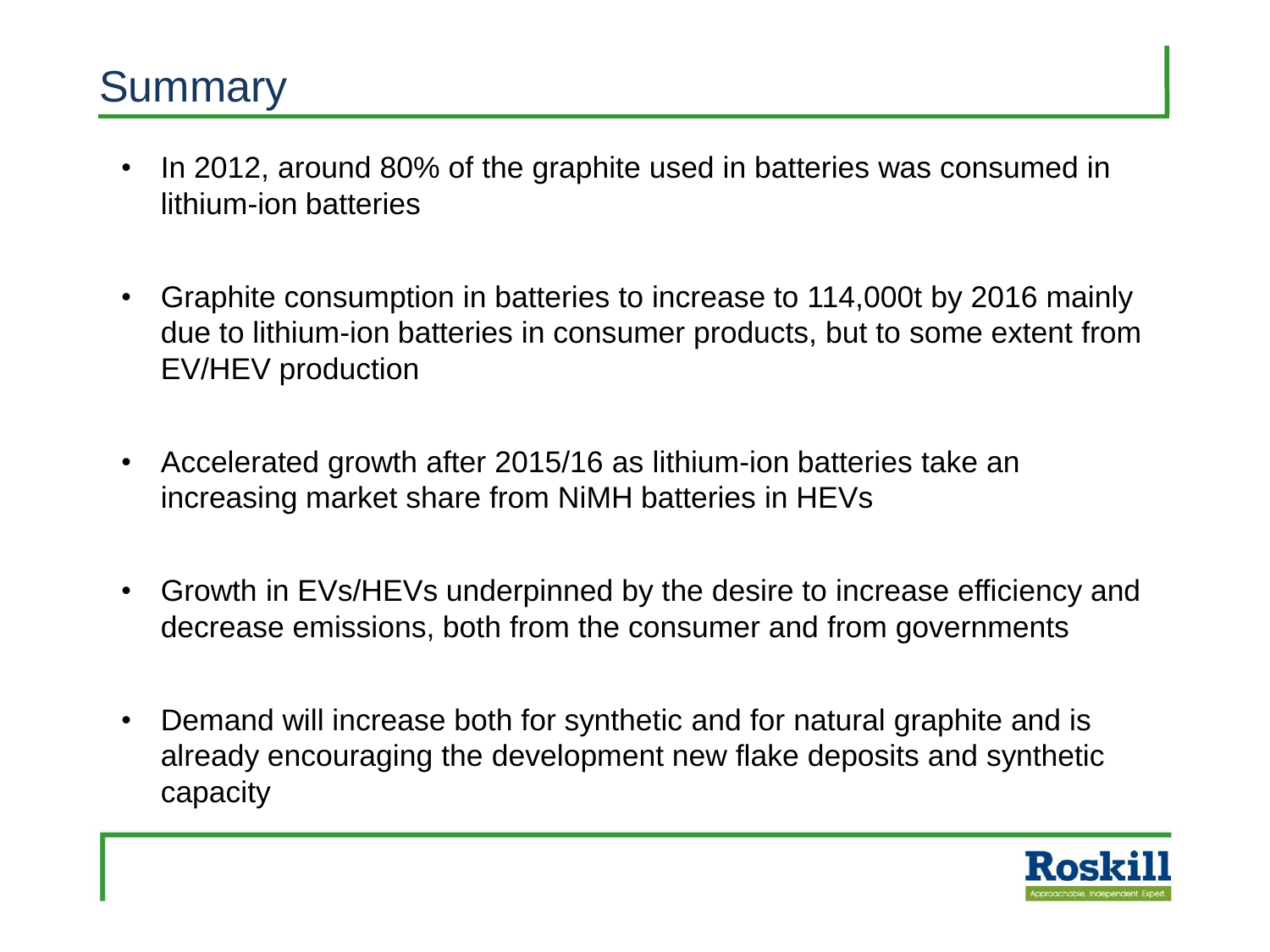# Summary

- In 2012, around 80% of the graphite used in batteries was consumed in lithium-ion batteries
- Graphite consumption in batteries to increase to 114,000t by 2016 mainly due to lithium-ion batteries in consumer products, but to some extent from EV/HEV production
- Accelerated growth after 2015/16 as lithium-ion batteries take an increasing market share from NiMH batteries in HEVs
- Growth in EVs/HEVs underpinned by the desire to increase efficiency and decrease emissions, both from the consumer and from governments
- Demand will increase both for synthetic and for natural graphite and is already encouraging the development new flake deposits and synthetic capacity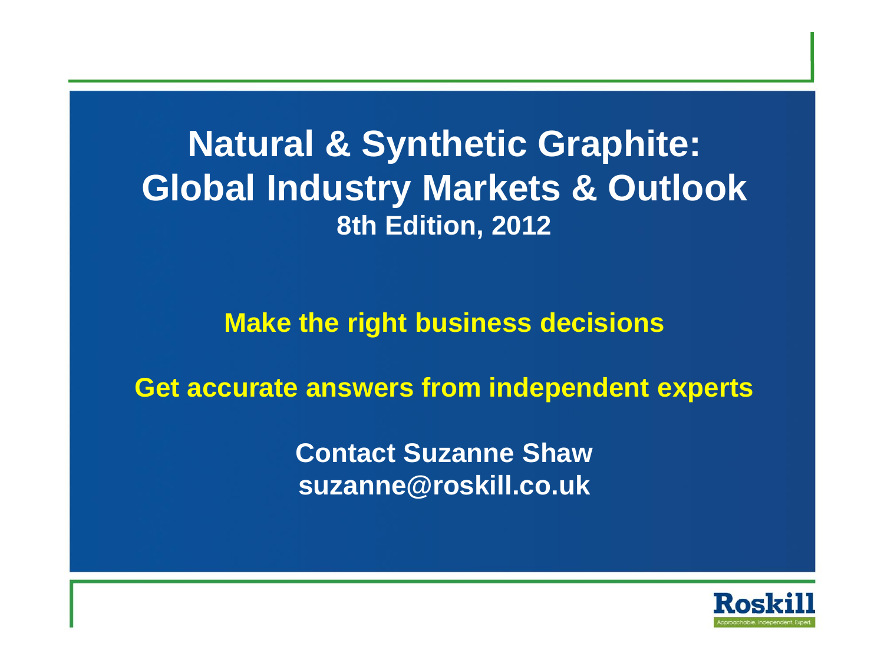# Natural & Synthetic Graphite: Global Industry Markets & Outlook

**8th Edition, 2012**

**Make the right business decisions**

**Get accurate answers from independent experts**

**Contact Suzanne Shaw**
**suzanne@roskill.co.uk**

Roskill
Approachable. Independent. Expert.